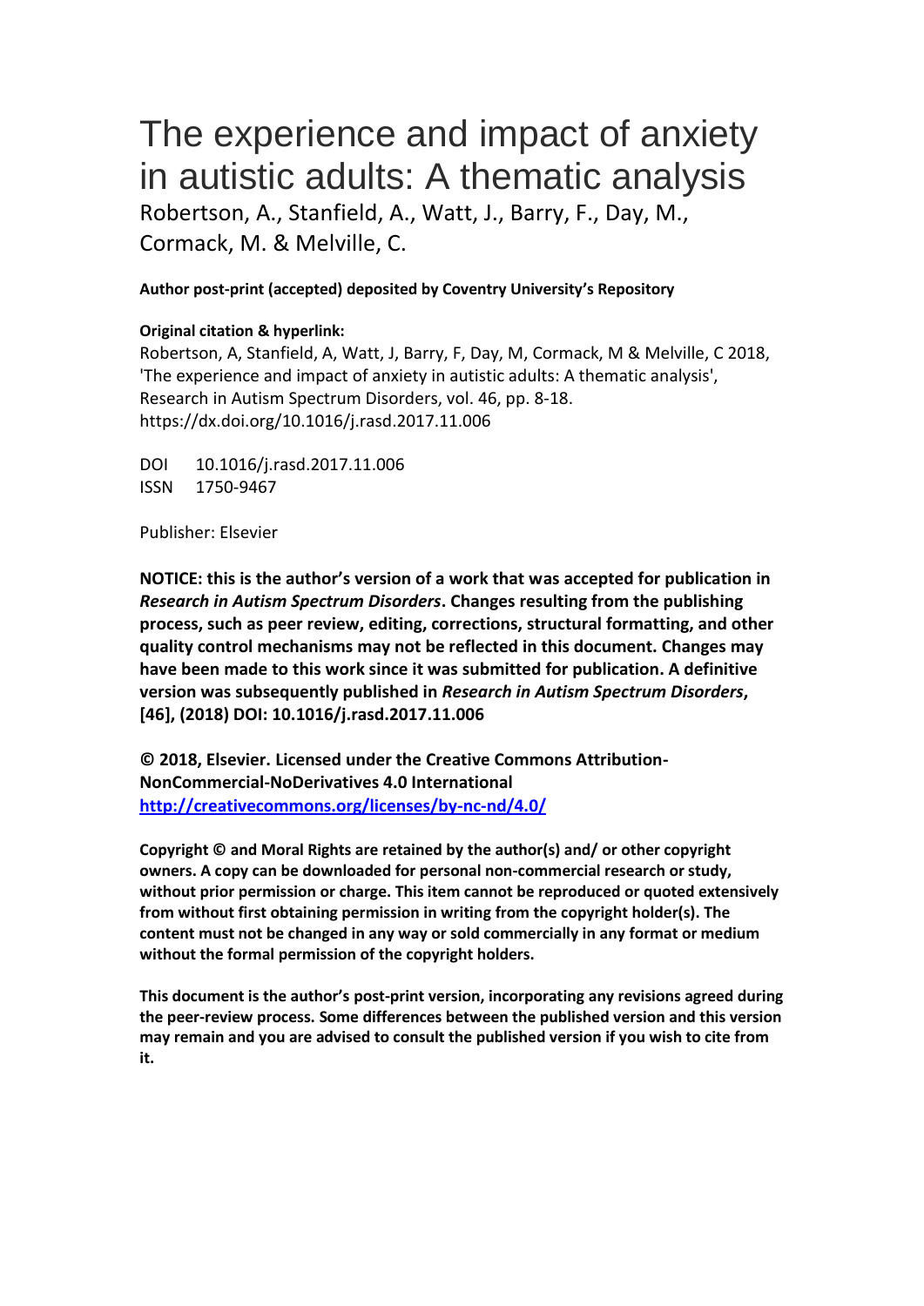# The experience and impact of anxiety in autistic adults: A thematic analysis

Robertson, A., Stanfield, A., Watt, J., Barry, F., Day, M., Cormack, M. & Melville, C.

**Author post-print (accepted) deposited by Coventry University's Repository**

**Original citation & hyperlink:**

Robertson, A, Stanfield, A, Watt, J, Barry, F, Day, M, Cormack, M & Melville, C 2018, 'The experience and impact of anxiety in autistic adults: A thematic analysis', Research in Autism Spectrum Disorders, vol. 46, pp. 8-18.
https://dx.doi.org/10.1016/j.rasd.2017.11.006

DOI 10.1016/j.rasd.2017.11.006
ISSN 1750-9467

Publisher: Elsevier

**NOTICE: this is the author's version of a work that was accepted for publication in *Research in Autism Spectrum Disorders*. Changes resulting from the publishing process, such as peer review, editing, corrections, structural formatting, and other quality control mechanisms may not be reflected in this document. Changes may have been made to this work since it was submitted for publication. A definitive version was subsequently published in *Research in Autism Spectrum Disorders*, [46], (2018) DOI: 10.1016/j.rasd.2017.11.006**

**© 2018, Elsevier. Licensed under the Creative Commons Attribution-NonCommercial-NoDerivatives 4.0 International**
**http://creativecommons.org/licenses/by-nc-nd/4.0/**

**Copyright © and Moral Rights are retained by the author(s) and/ or other copyright owners. A copy can be downloaded for personal non-commercial research or study, without prior permission or charge. This item cannot be reproduced or quoted extensively from without first obtaining permission in writing from the copyright holder(s). The content must not be changed in any way or sold commercially in any format or medium without the formal permission of the copyright holders.**

**This document is the author's post-print version, incorporating any revisions agreed during the peer-review process. Some differences between the published version and this version may remain and you are advised to consult the published version if you wish to cite from it.**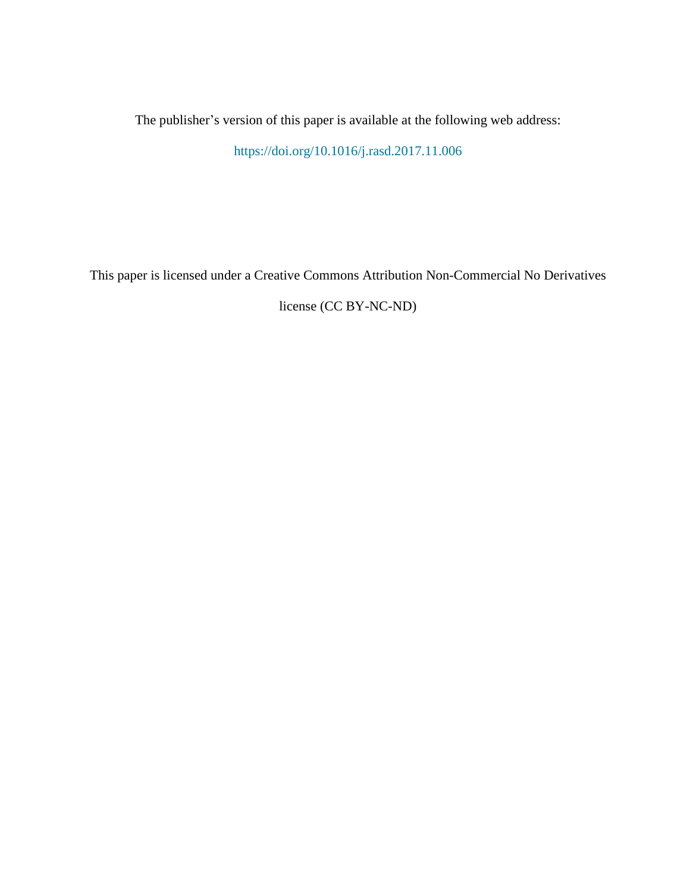The publisher’s version of this paper is available at the following web address:

https://doi.org/10.1016/j.rasd.2017.11.006

This paper is licensed under a Creative Commons Attribution Non-Commercial No Derivatives license (CC BY-NC-ND)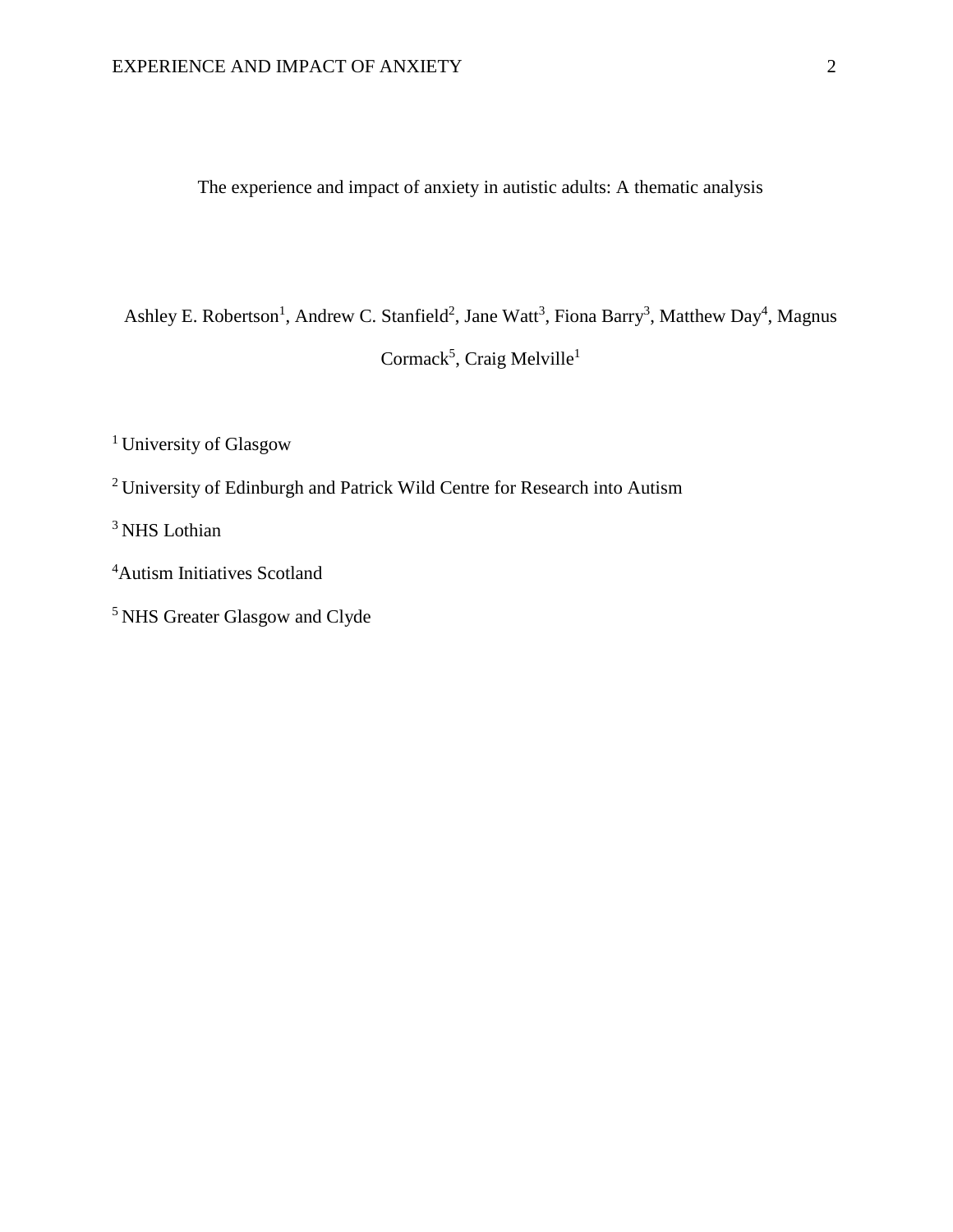# The experience and impact of anxiety in autistic adults: A thematic analysis

Ashley E. Robertson[1], Andrew C. Stanfield[2], Jane Watt[3], Fiona Barry[3], Matthew Day[4], Magnus Cormack[5], Craig Melville[1]

[1] University of Glasgow

[2] University of Edinburgh and Patrick Wild Centre for Research into Autism

[3] NHS Lothian

[4] Autism Initiatives Scotland

[5] NHS Greater Glasgow and Clyde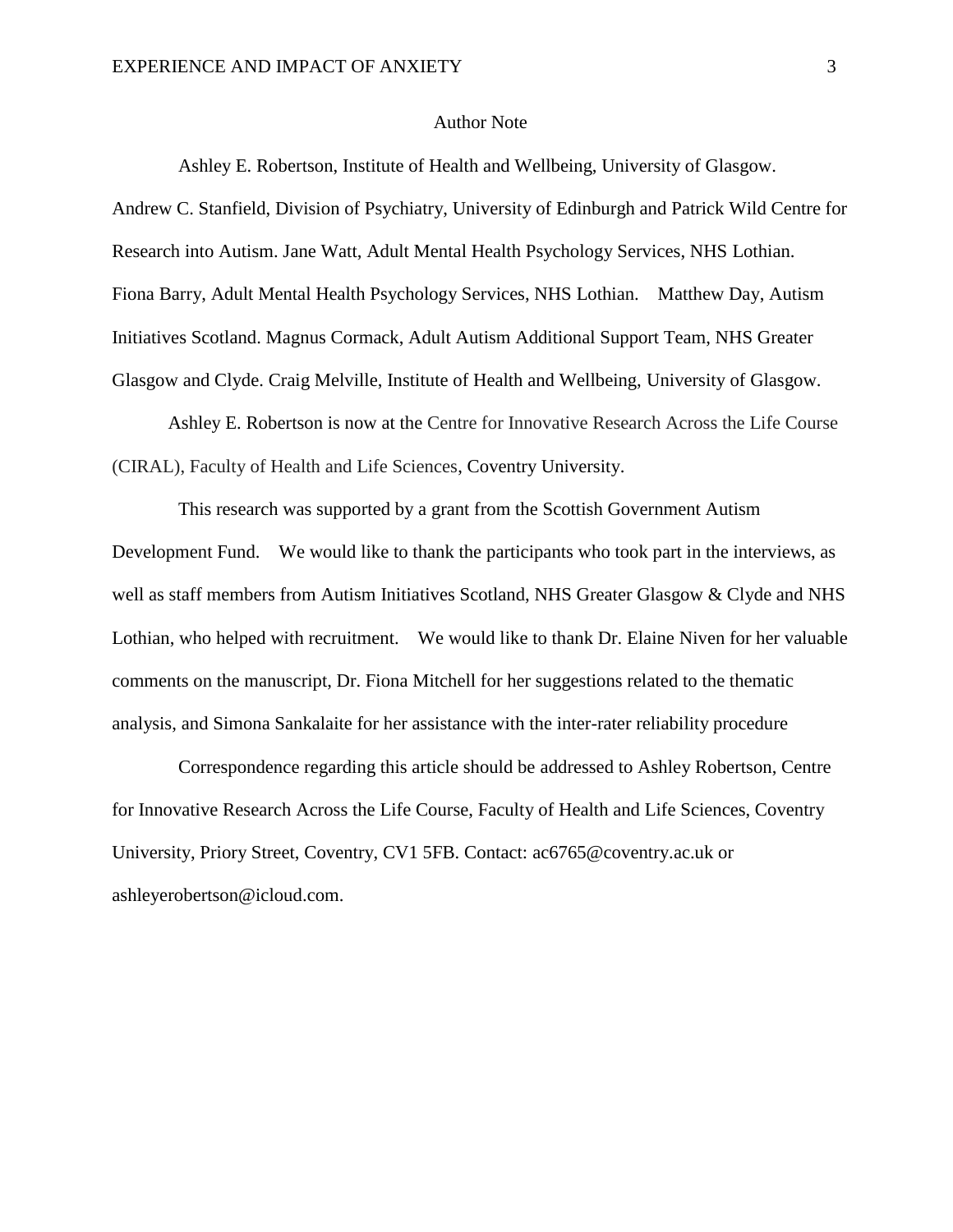# Author Note

Ashley E. Robertson, Institute of Health and Wellbeing, University of Glasgow. Andrew C. Stanfield, Division of Psychiatry, University of Edinburgh and Patrick Wild Centre for Research into Autism. Jane Watt, Adult Mental Health Psychology Services, NHS Lothian. Fiona Barry, Adult Mental Health Psychology Services, NHS Lothian. Matthew Day, Autism Initiatives Scotland. Magnus Cormack, Adult Autism Additional Support Team, NHS Greater Glasgow and Clyde. Craig Melville, Institute of Health and Wellbeing, University of Glasgow.

Ashley E. Robertson is now at the Centre for Innovative Research Across the Life Course (CIRAL), Faculty of Health and Life Sciences, Coventry University.

This research was supported by a grant from the Scottish Government Autism Development Fund. We would like to thank the participants who took part in the interviews, as well as staff members from Autism Initiatives Scotland, NHS Greater Glasgow & Clyde and NHS Lothian, who helped with recruitment. We would like to thank Dr. Elaine Niven for her valuable comments on the manuscript, Dr. Fiona Mitchell for her suggestions related to the thematic analysis, and Simona Sankalaite for her assistance with the inter-rater reliability procedure

Correspondence regarding this article should be addressed to Ashley Robertson, Centre for Innovative Research Across the Life Course, Faculty of Health and Life Sciences, Coventry University, Priory Street, Coventry, CV1 5FB. Contact: ac6765@coventry.ac.uk or ashleyerobertson@icloud.com.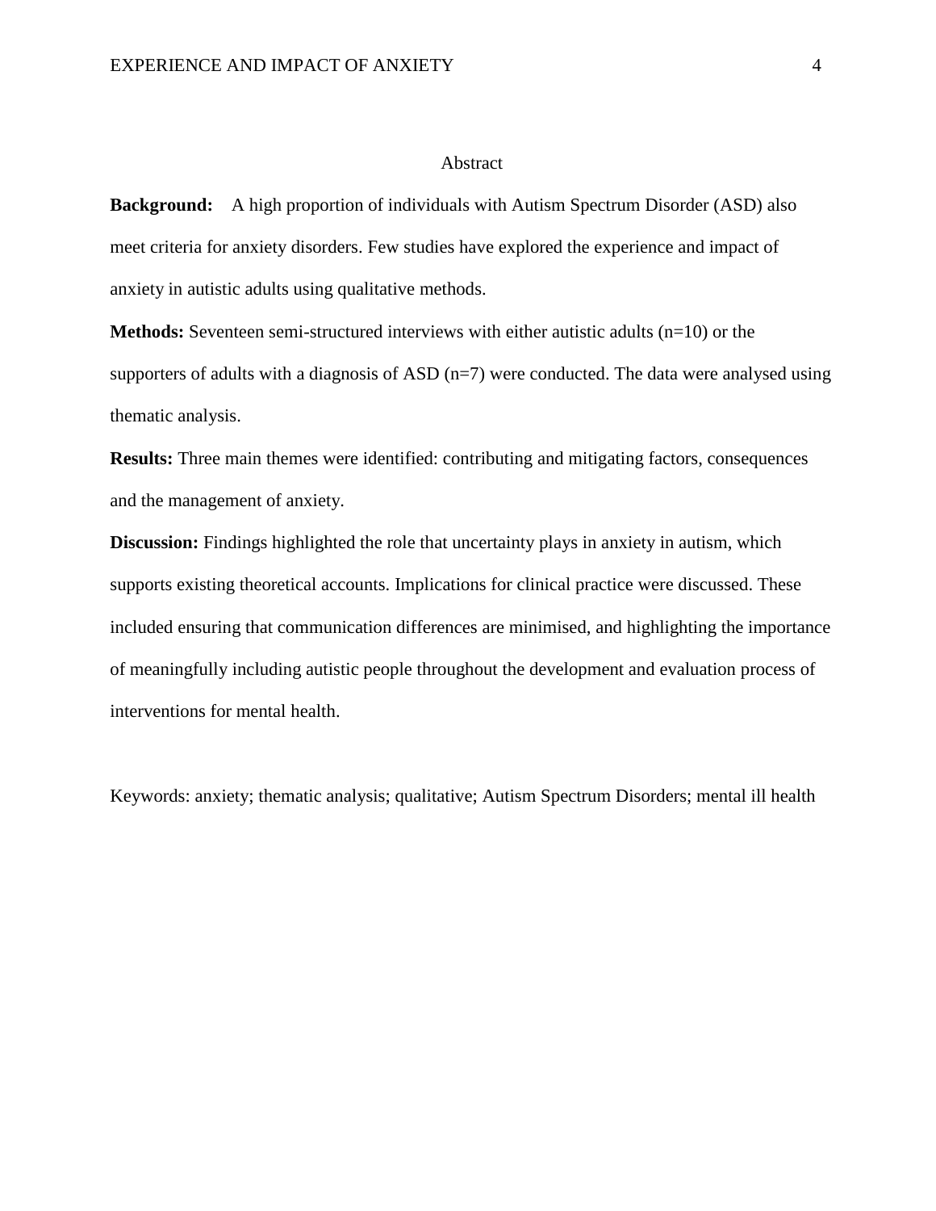# Abstract

**Background:** A high proportion of individuals with Autism Spectrum Disorder (ASD) also meet criteria for anxiety disorders. Few studies have explored the experience and impact of anxiety in autistic adults using qualitative methods.

**Methods:** Seventeen semi-structured interviews with either autistic adults (n=10) or the supporters of adults with a diagnosis of ASD (n=7) were conducted. The data were analysed using thematic analysis.

**Results:** Three main themes were identified: contributing and mitigating factors, consequences and the management of anxiety.

**Discussion:** Findings highlighted the role that uncertainty plays in anxiety in autism, which supports existing theoretical accounts. Implications for clinical practice were discussed. These included ensuring that communication differences are minimised, and highlighting the importance of meaningfully including autistic people throughout the development and evaluation process of interventions for mental health.

Keywords: anxiety; thematic analysis; qualitative; Autism Spectrum Disorders; mental ill health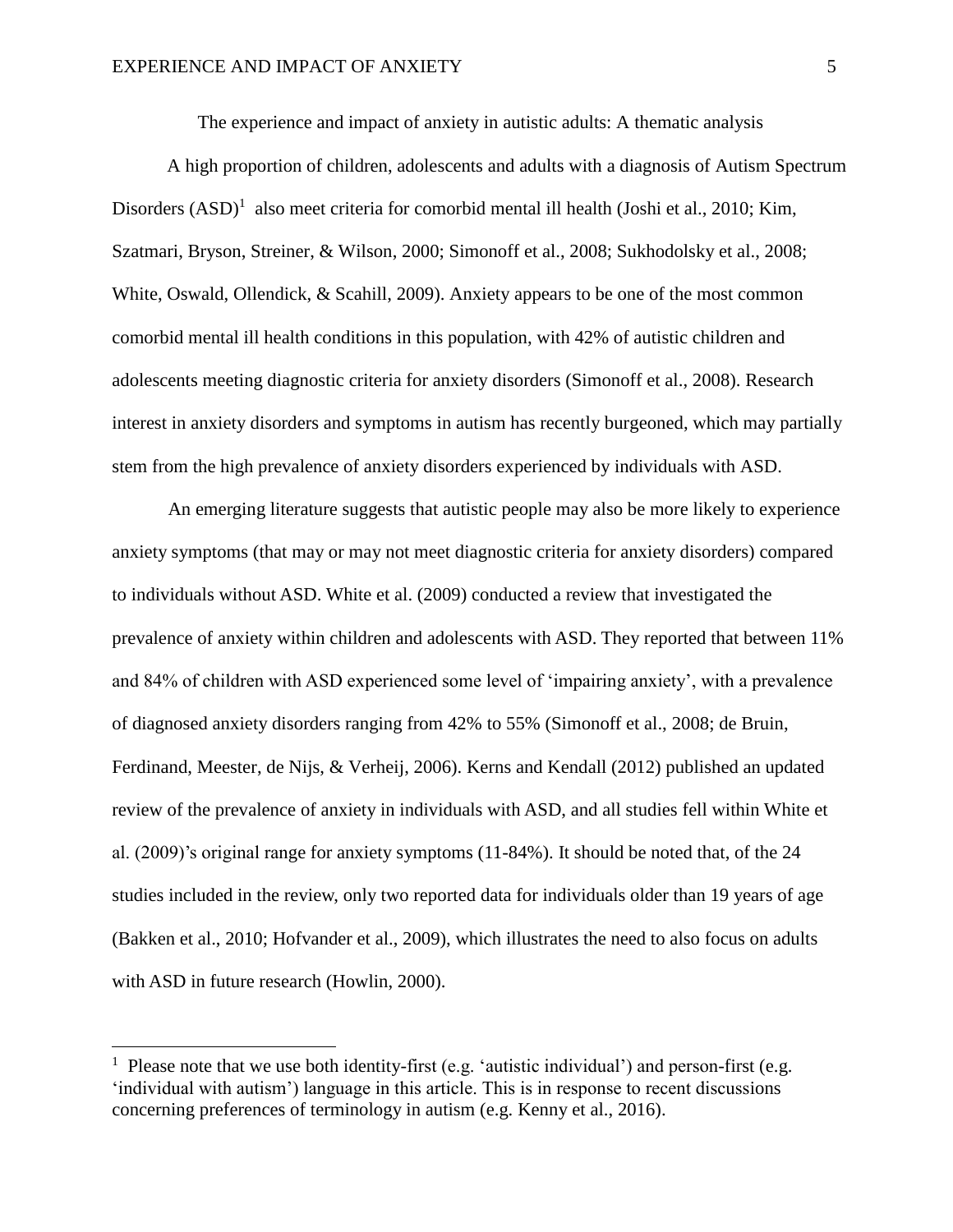# The experience and impact of anxiety in autistic adults: A thematic analysis

A high proportion of children, adolescents and adults with a diagnosis of Autism Spectrum Disorders (ASD)[1] also meet criteria for comorbid mental ill health (Joshi et al., 2010; Kim, Szatmari, Bryson, Streiner, & Wilson, 2000; Simonoff et al., 2008; Sukhodolsky et al., 2008; White, Oswald, Ollendick, & Scahill, 2009). Anxiety appears to be one of the most common comorbid mental ill health conditions in this population, with 42% of autistic children and adolescents meeting diagnostic criteria for anxiety disorders (Simonoff et al., 2008). Research interest in anxiety disorders and symptoms in autism has recently burgeoned, which may partially stem from the high prevalence of anxiety disorders experienced by individuals with ASD.

An emerging literature suggests that autistic people may also be more likely to experience anxiety symptoms (that may or may not meet diagnostic criteria for anxiety disorders) compared to individuals without ASD. White et al. (2009) conducted a review that investigated the prevalence of anxiety within children and adolescents with ASD. They reported that between 11% and 84% of children with ASD experienced some level of 'impairing anxiety', with a prevalence of diagnosed anxiety disorders ranging from 42% to 55% (Simonoff et al., 2008; de Bruin, Ferdinand, Meester, de Nijs, & Verheij, 2006). Kerns and Kendall (2012) published an updated review of the prevalence of anxiety in individuals with ASD, and all studies fell within White et al. (2009)'s original range for anxiety symptoms (11-84%). It should be noted that, of the 24 studies included in the review, only two reported data for individuals older than 19 years of age (Bakken et al., 2010; Hofvander et al., 2009), which illustrates the need to also focus on adults with ASD in future research (Howlin, 2000).

---

[1] Please note that we use both identity-first (e.g. 'autistic individual') and person-first (e.g. 'individual with autism') language in this article. This is in response to recent discussions concerning preferences of terminology in autism (e.g. Kenny et al., 2016).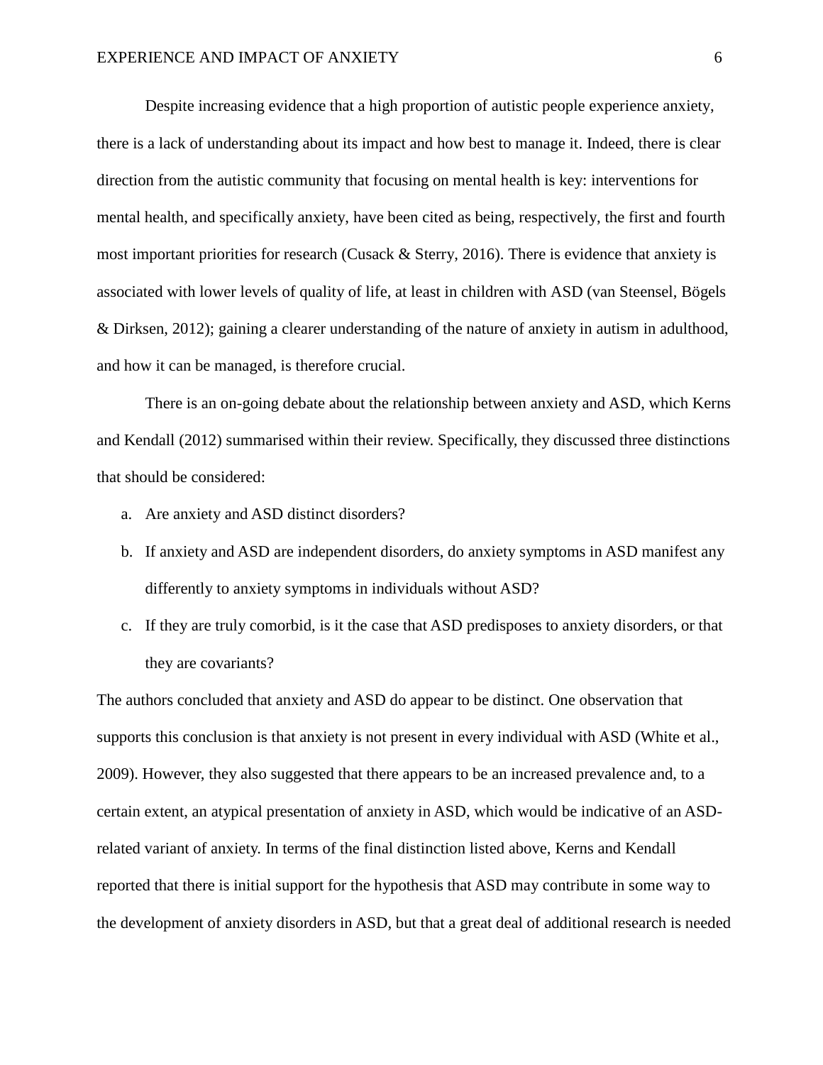Despite increasing evidence that a high proportion of autistic people experience anxiety, there is a lack of understanding about its impact and how best to manage it. Indeed, there is clear direction from the autistic community that focusing on mental health is key: interventions for mental health, and specifically anxiety, have been cited as being, respectively, the first and fourth most important priorities for research (Cusack & Sterry, 2016). There is evidence that anxiety is associated with lower levels of quality of life, at least in children with ASD (van Steensel, Bögels & Dirksen, 2012); gaining a clearer understanding of the nature of anxiety in autism in adulthood, and how it can be managed, is therefore crucial.

There is an on-going debate about the relationship between anxiety and ASD, which Kerns and Kendall (2012) summarised within their review. Specifically, they discussed three distinctions that should be considered:

a. Are anxiety and ASD distinct disorders?
b. If anxiety and ASD are independent disorders, do anxiety symptoms in ASD manifest any differently to anxiety symptoms in individuals without ASD?
c. If they are truly comorbid, is it the case that ASD predisposes to anxiety disorders, or that they are covariants?

The authors concluded that anxiety and ASD do appear to be distinct. One observation that supports this conclusion is that anxiety is not present in every individual with ASD (White et al., 2009). However, they also suggested that there appears to be an increased prevalence and, to a certain extent, an atypical presentation of anxiety in ASD, which would be indicative of an ASD-related variant of anxiety. In terms of the final distinction listed above, Kerns and Kendall reported that there is initial support for the hypothesis that ASD may contribute in some way to the development of anxiety disorders in ASD, but that a great deal of additional research is needed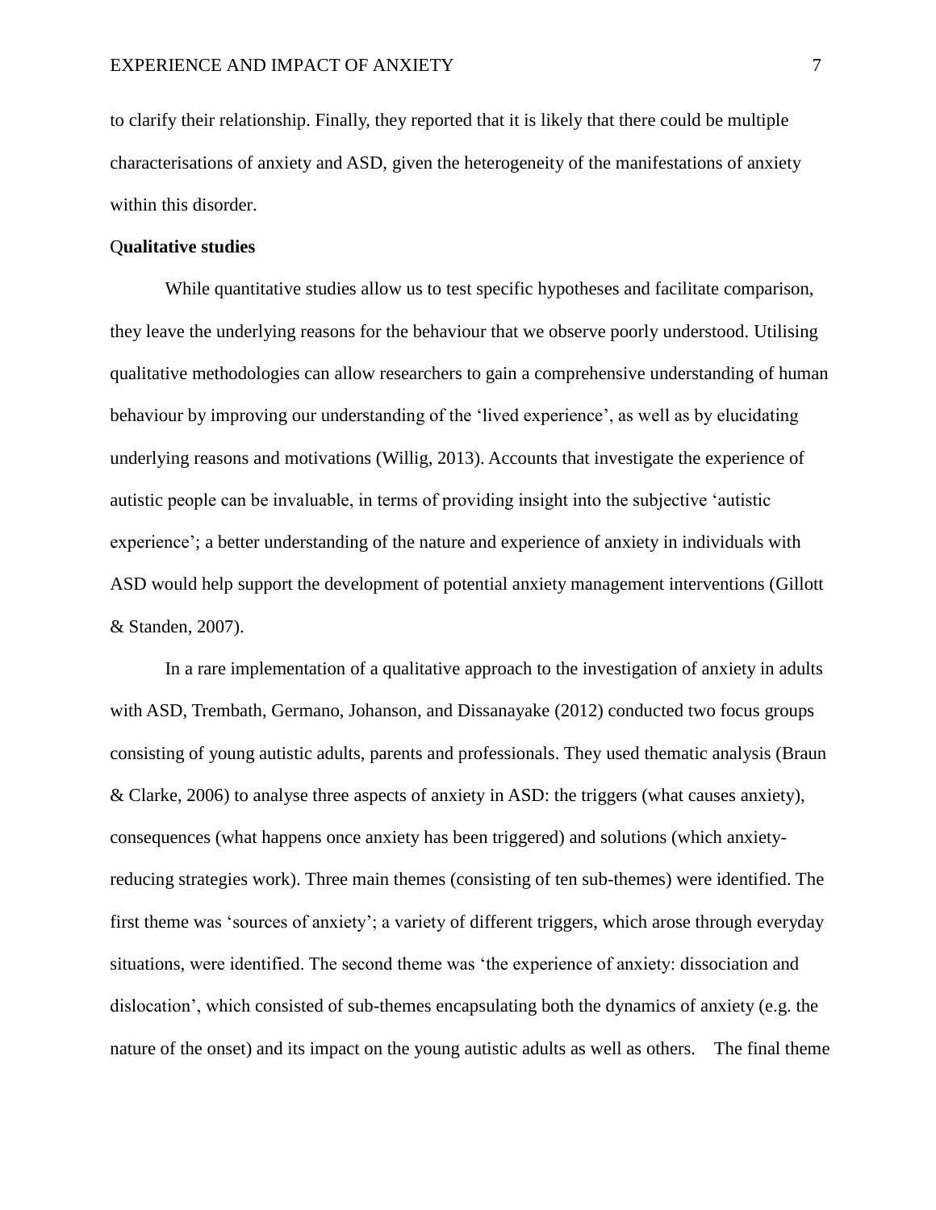to clarify their relationship. Finally, they reported that it is likely that there could be multiple characterisations of anxiety and ASD, given the heterogeneity of the manifestations of anxiety within this disorder.

**Qualitative studies**

While quantitative studies allow us to test specific hypotheses and facilitate comparison, they leave the underlying reasons for the behaviour that we observe poorly understood. Utilising qualitative methodologies can allow researchers to gain a comprehensive understanding of human behaviour by improving our understanding of the 'lived experience', as well as by elucidating underlying reasons and motivations (Willig, 2013). Accounts that investigate the experience of autistic people can be invaluable, in terms of providing insight into the subjective 'autistic experience'; a better understanding of the nature and experience of anxiety in individuals with ASD would help support the development of potential anxiety management interventions (Gillott & Standen, 2007).

In a rare implementation of a qualitative approach to the investigation of anxiety in adults with ASD, Trembath, Germano, Johanson, and Dissanayake (2012) conducted two focus groups consisting of young autistic adults, parents and professionals. They used thematic analysis (Braun & Clarke, 2006) to analyse three aspects of anxiety in ASD: the triggers (what causes anxiety), consequences (what happens once anxiety has been triggered) and solutions (which anxiety-reducing strategies work). Three main themes (consisting of ten sub-themes) were identified. The first theme was 'sources of anxiety'; a variety of different triggers, which arose through everyday situations, were identified. The second theme was 'the experience of anxiety: dissociation and dislocation', which consisted of sub-themes encapsulating both the dynamics of anxiety (e.g. the nature of the onset) and its impact on the young autistic adults as well as others. The final theme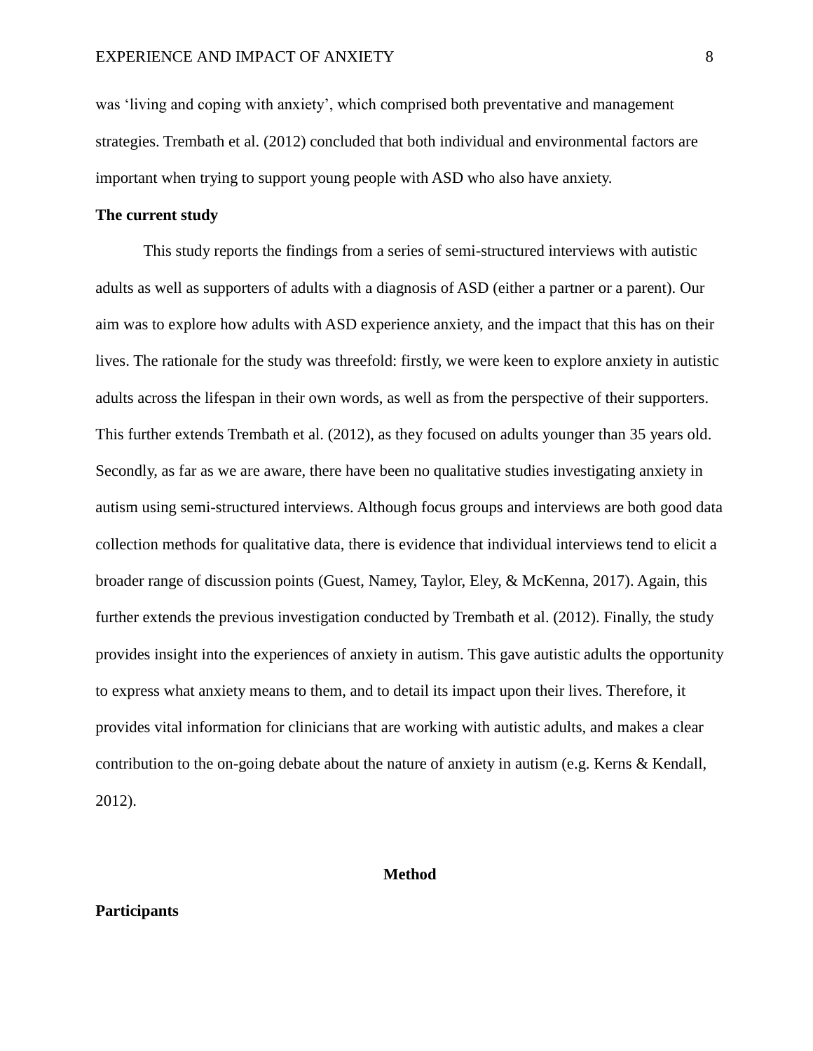was ‘living and coping with anxiety’, which comprised both preventative and management strategies. Trembath et al. (2012) concluded that both individual and environmental factors are important when trying to support young people with ASD who also have anxiety.

**The current study**

This study reports the findings from a series of semi-structured interviews with autistic adults as well as supporters of adults with a diagnosis of ASD (either a partner or a parent). Our aim was to explore how adults with ASD experience anxiety, and the impact that this has on their lives. The rationale for the study was threefold: firstly, we were keen to explore anxiety in autistic adults across the lifespan in their own words, as well as from the perspective of their supporters. This further extends Trembath et al. (2012), as they focused on adults younger than 35 years old. Secondly, as far as we are aware, there have been no qualitative studies investigating anxiety in autism using semi-structured interviews. Although focus groups and interviews are both good data collection methods for qualitative data, there is evidence that individual interviews tend to elicit a broader range of discussion points (Guest, Namey, Taylor, Eley, & McKenna, 2017). Again, this further extends the previous investigation conducted by Trembath et al. (2012). Finally, the study provides insight into the experiences of anxiety in autism. This gave autistic adults the opportunity to express what anxiety means to them, and to detail its impact upon their lives. Therefore, it provides vital information for clinicians that are working with autistic adults, and makes a clear contribution to the on-going debate about the nature of anxiety in autism (e.g. Kerns & Kendall, 2012).

# Method

**Participants**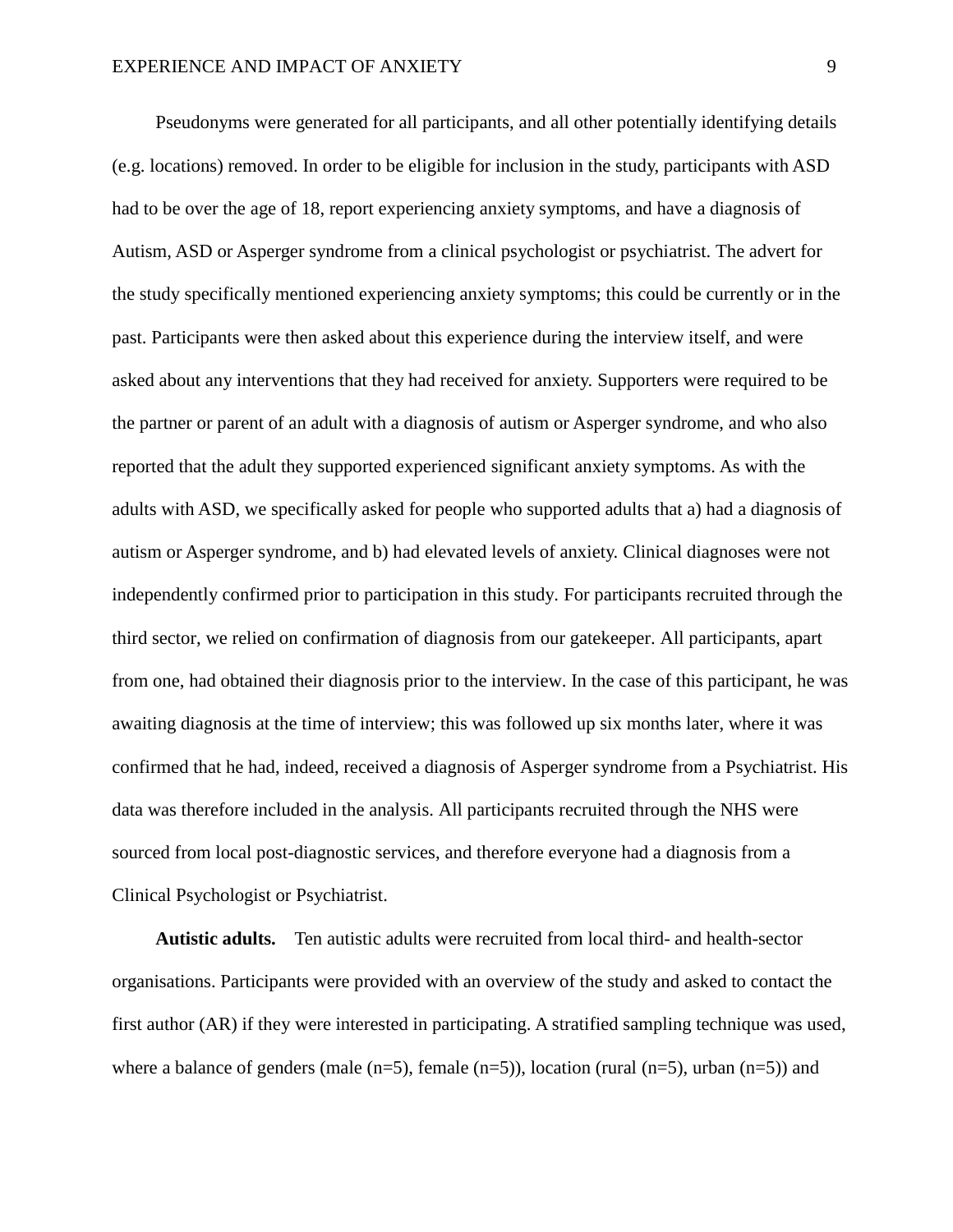Pseudonyms were generated for all participants, and all other potentially identifying details (e.g. locations) removed. In order to be eligible for inclusion in the study, participants with ASD had to be over the age of 18, report experiencing anxiety symptoms, and have a diagnosis of Autism, ASD or Asperger syndrome from a clinical psychologist or psychiatrist. The advert for the study specifically mentioned experiencing anxiety symptoms; this could be currently or in the past. Participants were then asked about this experience during the interview itself, and were asked about any interventions that they had received for anxiety. Supporters were required to be the partner or parent of an adult with a diagnosis of autism or Asperger syndrome, and who also reported that the adult they supported experienced significant anxiety symptoms. As with the adults with ASD, we specifically asked for people who supported adults that a) had a diagnosis of autism or Asperger syndrome, and b) had elevated levels of anxiety. Clinical diagnoses were not independently confirmed prior to participation in this study. For participants recruited through the third sector, we relied on confirmation of diagnosis from our gatekeeper. All participants, apart from one, had obtained their diagnosis prior to the interview. In the case of this participant, he was awaiting diagnosis at the time of interview; this was followed up six months later, where it was confirmed that he had, indeed, received a diagnosis of Asperger syndrome from a Psychiatrist. His data was therefore included in the analysis. All participants recruited through the NHS were sourced from local post-diagnostic services, and therefore everyone had a diagnosis from a Clinical Psychologist or Psychiatrist.

**Autistic adults.** Ten autistic adults were recruited from local third- and health-sector organisations. Participants were provided with an overview of the study and asked to contact the first author (AR) if they were interested in participating. A stratified sampling technique was used, where a balance of genders (male (n=5), female (n=5)), location (rural (n=5), urban (n=5)) and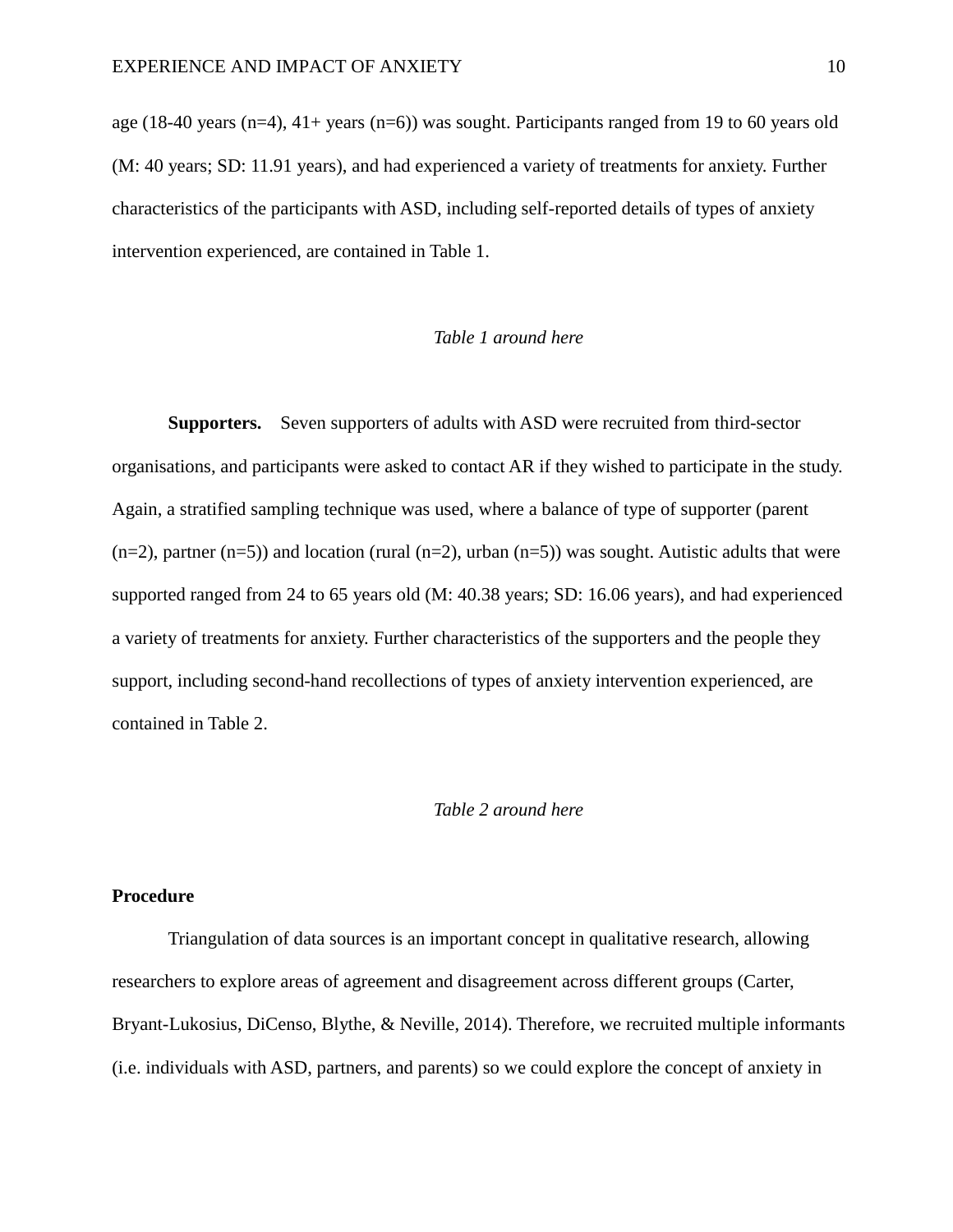age (18-40 years (n=4), 41+ years (n=6)) was sought. Participants ranged from 19 to 60 years old (M: 40 years; SD: 11.91 years), and had experienced a variety of treatments for anxiety. Further characteristics of the participants with ASD, including self-reported details of types of anxiety intervention experienced, are contained in Table 1.

*Table 1 around here*

**Supporters.** Seven supporters of adults with ASD were recruited from third-sector organisations, and participants were asked to contact AR if they wished to participate in the study. Again, a stratified sampling technique was used, where a balance of type of supporter (parent (n=2), partner (n=5)) and location (rural (n=2), urban (n=5)) was sought. Autistic adults that were supported ranged from 24 to 65 years old (M: 40.38 years; SD: 16.06 years), and had experienced a variety of treatments for anxiety. Further characteristics of the supporters and the people they support, including second-hand recollections of types of anxiety intervention experienced, are contained in Table 2.

*Table 2 around here*

**Procedure**

Triangulation of data sources is an important concept in qualitative research, allowing researchers to explore areas of agreement and disagreement across different groups (Carter, Bryant-Lukosius, DiCenso, Blythe, & Neville, 2014). Therefore, we recruited multiple informants (i.e. individuals with ASD, partners, and parents) so we could explore the concept of anxiety in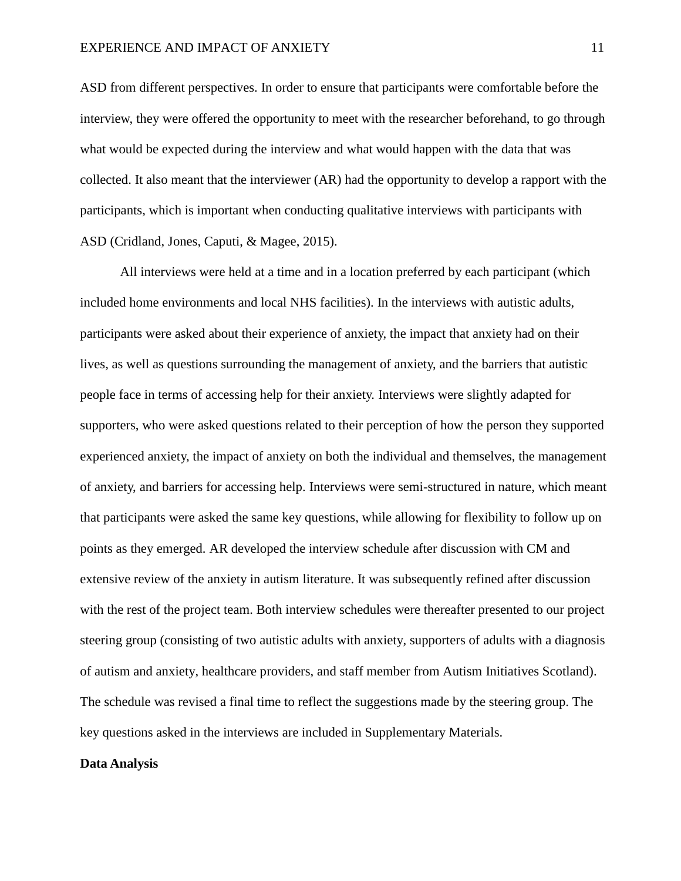ASD from different perspectives. In order to ensure that participants were comfortable before the interview, they were offered the opportunity to meet with the researcher beforehand, to go through what would be expected during the interview and what would happen with the data that was collected. It also meant that the interviewer (AR) had the opportunity to develop a rapport with the participants, which is important when conducting qualitative interviews with participants with ASD (Cridland, Jones, Caputi, & Magee, 2015).

All interviews were held at a time and in a location preferred by each participant (which included home environments and local NHS facilities). In the interviews with autistic adults, participants were asked about their experience of anxiety, the impact that anxiety had on their lives, as well as questions surrounding the management of anxiety, and the barriers that autistic people face in terms of accessing help for their anxiety. Interviews were slightly adapted for supporters, who were asked questions related to their perception of how the person they supported experienced anxiety, the impact of anxiety on both the individual and themselves, the management of anxiety, and barriers for accessing help. Interviews were semi-structured in nature, which meant that participants were asked the same key questions, while allowing for flexibility to follow up on points as they emerged. AR developed the interview schedule after discussion with CM and extensive review of the anxiety in autism literature. It was subsequently refined after discussion with the rest of the project team. Both interview schedules were thereafter presented to our project steering group (consisting of two autistic adults with anxiety, supporters of adults with a diagnosis of autism and anxiety, healthcare providers, and staff member from Autism Initiatives Scotland). The schedule was revised a final time to reflect the suggestions made by the steering group. The key questions asked in the interviews are included in Supplementary Materials.

**Data Analysis**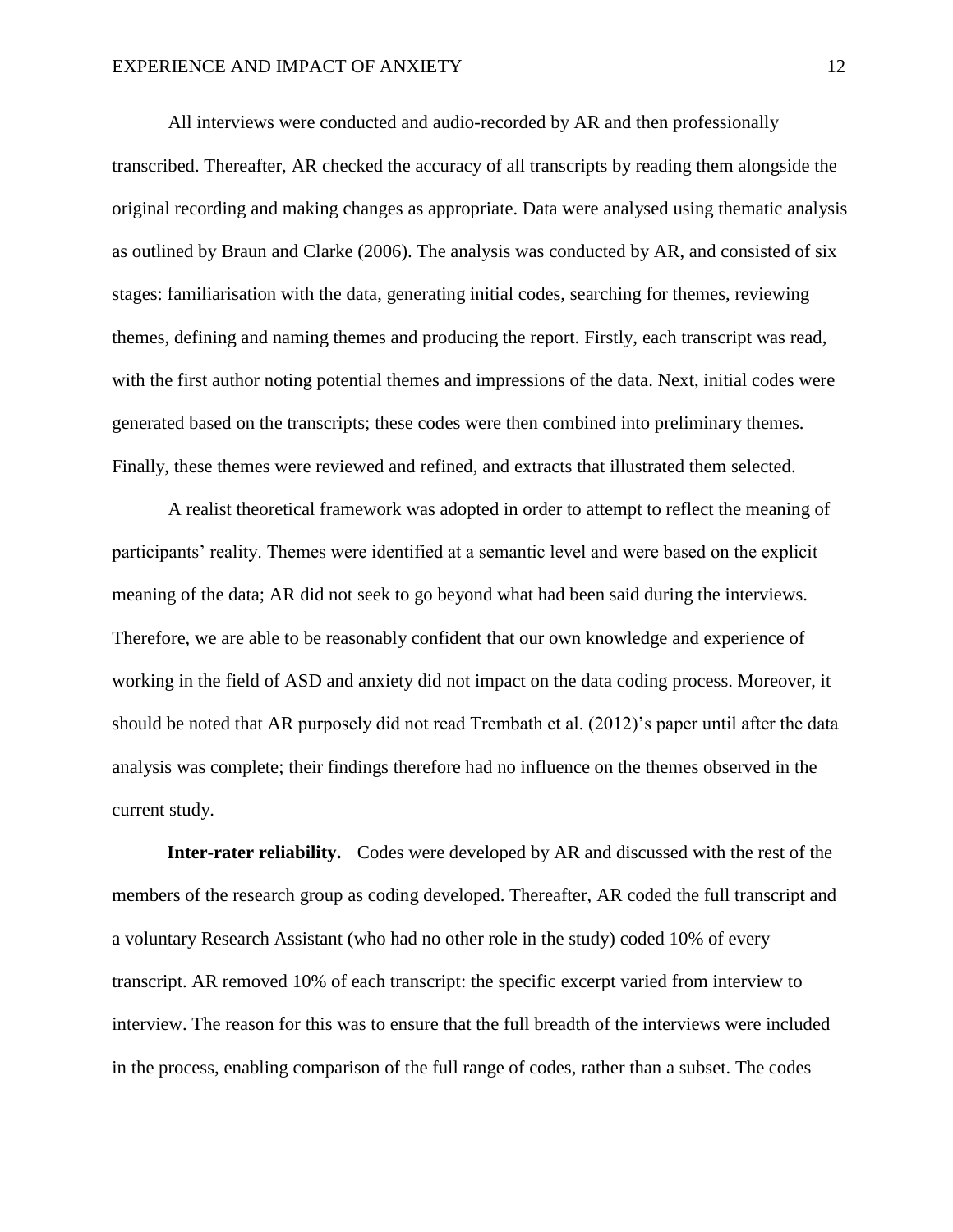All interviews were conducted and audio-recorded by AR and then professionally transcribed. Thereafter, AR checked the accuracy of all transcripts by reading them alongside the original recording and making changes as appropriate. Data were analysed using thematic analysis as outlined by Braun and Clarke (2006). The analysis was conducted by AR, and consisted of six stages: familiarisation with the data, generating initial codes, searching for themes, reviewing themes, defining and naming themes and producing the report. Firstly, each transcript was read, with the first author noting potential themes and impressions of the data. Next, initial codes were generated based on the transcripts; these codes were then combined into preliminary themes. Finally, these themes were reviewed and refined, and extracts that illustrated them selected.

A realist theoretical framework was adopted in order to attempt to reflect the meaning of participants' reality. Themes were identified at a semantic level and were based on the explicit meaning of the data; AR did not seek to go beyond what had been said during the interviews. Therefore, we are able to be reasonably confident that our own knowledge and experience of working in the field of ASD and anxiety did not impact on the data coding process. Moreover, it should be noted that AR purposely did not read Trembath et al. (2012)'s paper until after the data analysis was complete; their findings therefore had no influence on the themes observed in the current study.

**Inter-rater reliability.** Codes were developed by AR and discussed with the rest of the members of the research group as coding developed. Thereafter, AR coded the full transcript and a voluntary Research Assistant (who had no other role in the study) coded 10% of every transcript. AR removed 10% of each transcript: the specific excerpt varied from interview to interview. The reason for this was to ensure that the full breadth of the interviews were included in the process, enabling comparison of the full range of codes, rather than a subset. The codes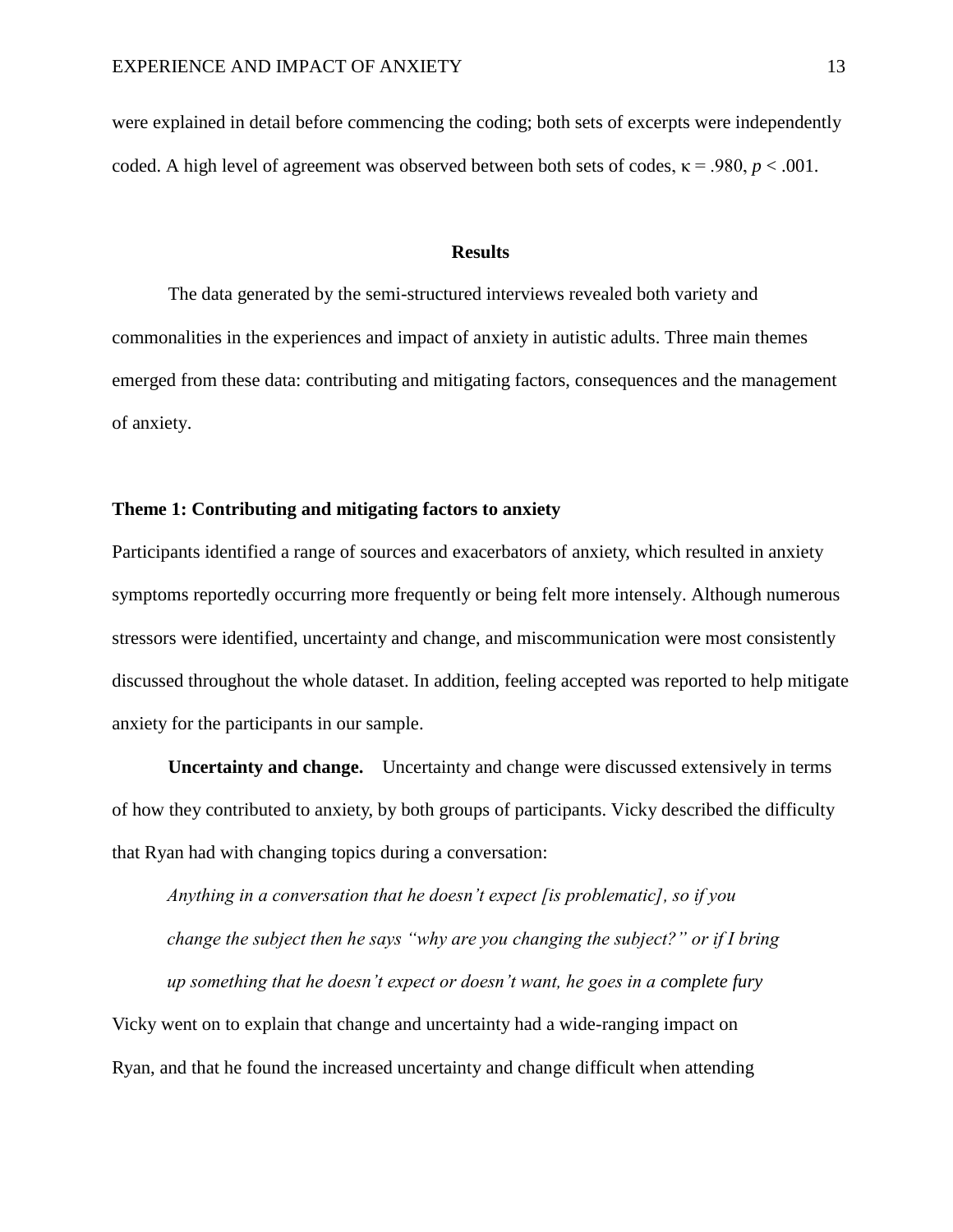were explained in detail before commencing the coding; both sets of excerpts were independently coded. A high level of agreement was observed between both sets of codes, $\kappa = .980$, $p < .001$.

## Results

The data generated by the semi-structured interviews revealed both variety and commonalities in the experiences and impact of anxiety in autistic adults. Three main themes emerged from these data: contributing and mitigating factors, consequences and the management of anxiety.

### Theme 1: Contributing and mitigating factors to anxiety

Participants identified a range of sources and exacerbators of anxiety, which resulted in anxiety symptoms reportedly occurring more frequently or being felt more intensely. Although numerous stressors were identified, uncertainty and change, and miscommunication were most consistently discussed throughout the whole dataset. In addition, feeling accepted was reported to help mitigate anxiety for the participants in our sample.

**Uncertainty and change.** Uncertainty and change were discussed extensively in terms of how they contributed to anxiety, by both groups of participants. Vicky described the difficulty that Ryan had with changing topics during a conversation:

> *Anything in a conversation that he doesn't expect [is problematic], so if you change the subject then he says "why are you changing the subject?" or if I bring up something that he doesn't expect or doesn't want, he goes in a complete fury*

Vicky went on to explain that change and uncertainty had a wide-ranging impact on Ryan, and that he found the increased uncertainty and change difficult when attending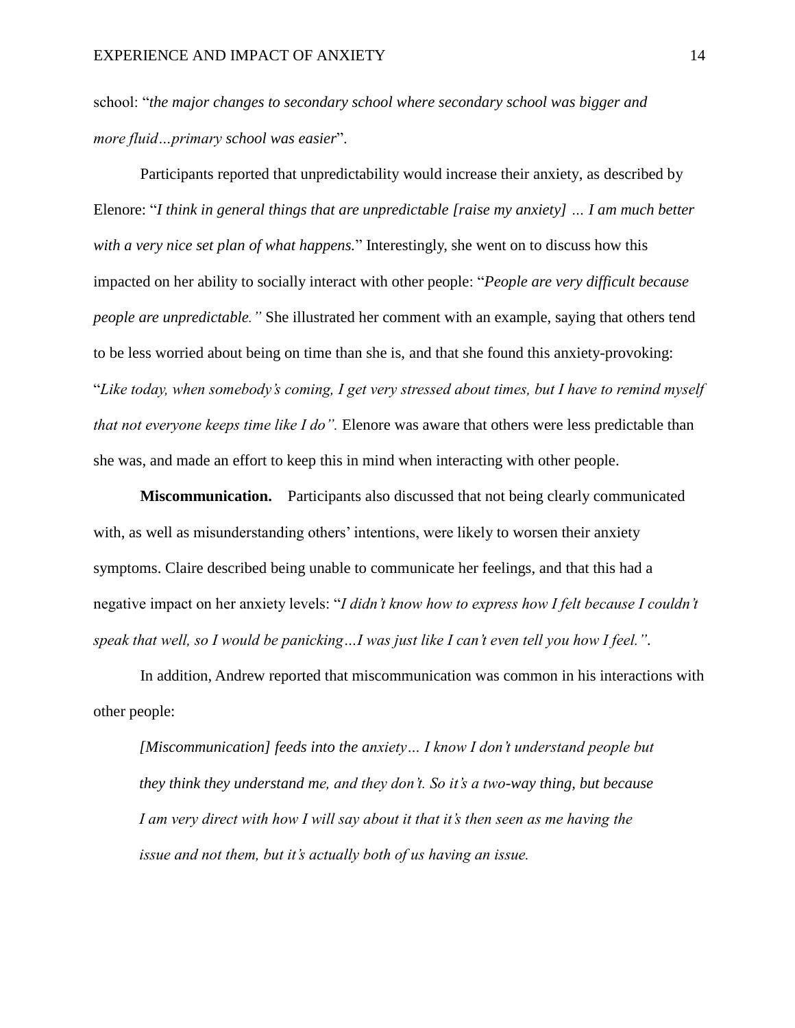school: "*the major changes to secondary school where secondary school was bigger and more fluid…primary school was easier*".

Participants reported that unpredictability would increase their anxiety, as described by Elenore: "*I think in general things that are unpredictable [raise my anxiety] … I am much better with a very nice set plan of what happens.*" Interestingly, she went on to discuss how this impacted on her ability to socially interact with other people: "*People are very difficult because people are unpredictable.*" She illustrated her comment with an example, saying that others tend to be less worried about being on time than she is, and that she found this anxiety-provoking: "*Like today, when somebody's coming, I get very stressed about times, but I have to remind myself that not everyone keeps time like I do*". Elenore was aware that others were less predictable than she was, and made an effort to keep this in mind when interacting with other people.

**Miscommunication.** Participants also discussed that not being clearly communicated with, as well as misunderstanding others' intentions, were likely to worsen their anxiety symptoms. Claire described being unable to communicate her feelings, and that this had a negative impact on her anxiety levels: "*I didn't know how to express how I felt because I couldn't speak that well, so I would be panicking…I was just like I can't even tell you how I feel.*".

In addition, Andrew reported that miscommunication was common in his interactions with other people:

> *[Miscommunication] feeds into the anxiety… I know I don't understand people but they think they understand me, and they don't. So it's a two-way thing, but because I am very direct with how I will say about it that it's then seen as me having the issue and not them, but it's actually both of us having an issue.*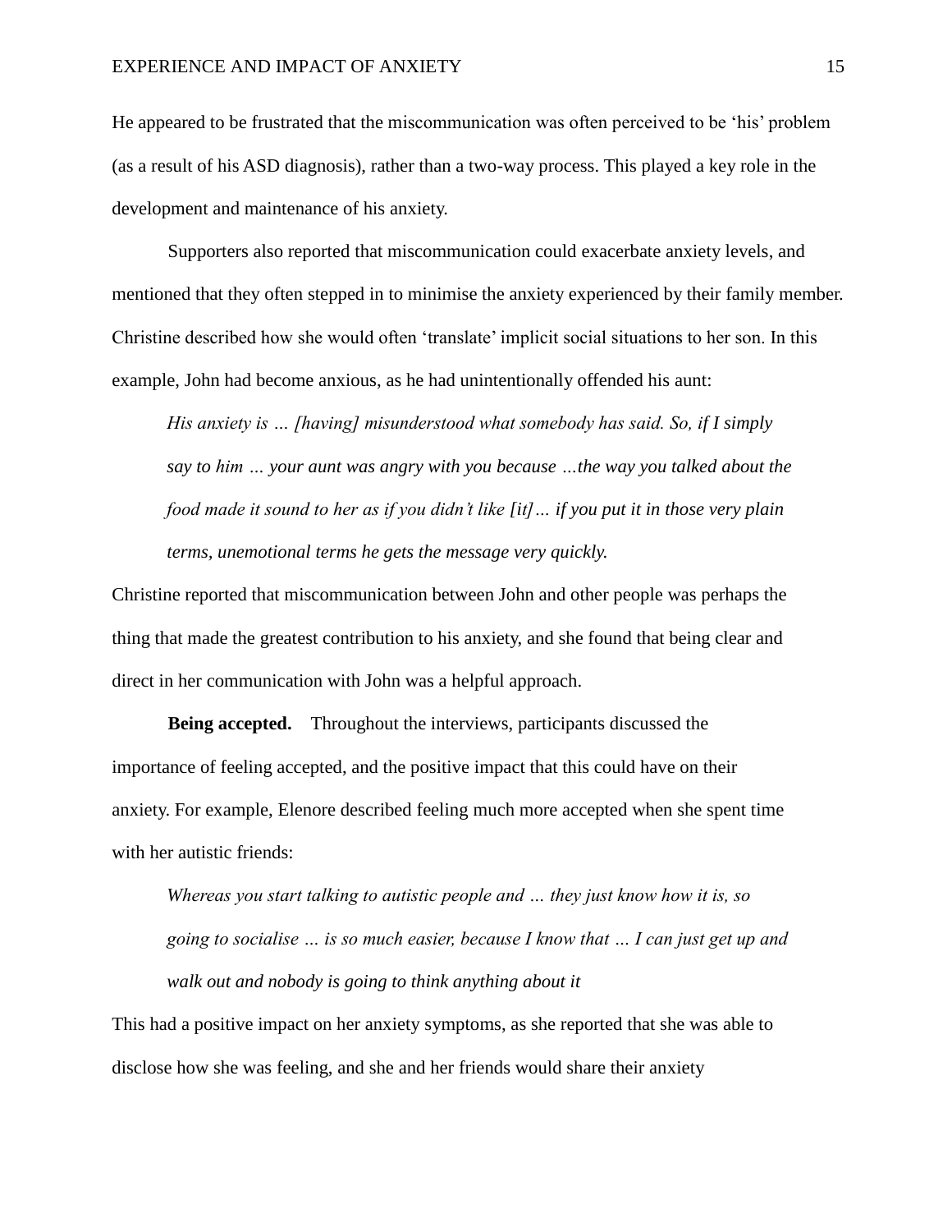He appeared to be frustrated that the miscommunication was often perceived to be 'his' problem (as a result of his ASD diagnosis), rather than a two-way process. This played a key role in the development and maintenance of his anxiety.

Supporters also reported that miscommunication could exacerbate anxiety levels, and mentioned that they often stepped in to minimise the anxiety experienced by their family member. Christine described how she would often 'translate' implicit social situations to her son. In this example, John had become anxious, as he had unintentionally offended his aunt:

> *His anxiety is … [having] misunderstood what somebody has said. So, if I simply say to him … your aunt was angry with you because …the way you talked about the food made it sound to her as if you didn't like [it]… if you put it in those very plain terms, unemotional terms he gets the message very quickly.*

Christine reported that miscommunication between John and other people was perhaps the thing that made the greatest contribution to his anxiety, and she found that being clear and direct in her communication with John was a helpful approach.

**Being accepted.** Throughout the interviews, participants discussed the importance of feeling accepted, and the positive impact that this could have on their anxiety. For example, Elenore described feeling much more accepted when she spent time with her autistic friends:

> *Whereas you start talking to autistic people and … they just know how it is, so going to socialise … is so much easier, because I know that … I can just get up and walk out and nobody is going to think anything about it*

This had a positive impact on her anxiety symptoms, as she reported that she was able to disclose how she was feeling, and she and her friends would share their anxiety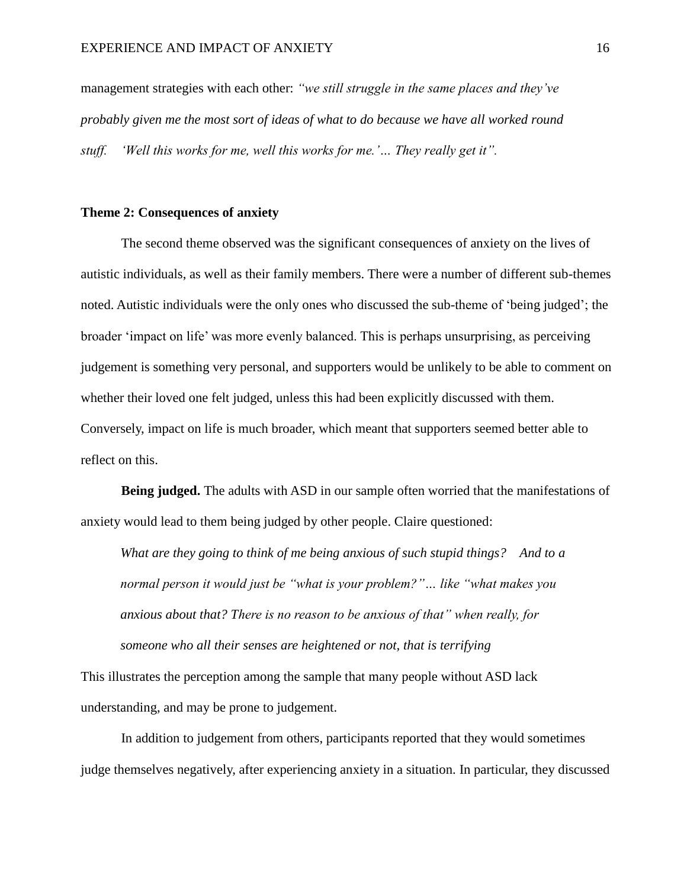management strategies with each other: *"we still struggle in the same places and they've probably given me the most sort of ideas of what to do because we have all worked round stuff. 'Well this works for me, well this works for me.'… They really get it".*

**Theme 2: Consequences of anxiety**

The second theme observed was the significant consequences of anxiety on the lives of autistic individuals, as well as their family members. There were a number of different sub-themes noted. Autistic individuals were the only ones who discussed the sub-theme of 'being judged'; the broader 'impact on life' was more evenly balanced. This is perhaps unsurprising, as perceiving judgement is something very personal, and supporters would be unlikely to be able to comment on whether their loved one felt judged, unless this had been explicitly discussed with them. Conversely, impact on life is much broader, which meant that supporters seemed better able to reflect on this.

**Being judged.** The adults with ASD in our sample often worried that the manifestations of anxiety would lead to them being judged by other people. Claire questioned:

> *What are they going to think of me being anxious of such stupid things? And to a normal person it would just be "what is your problem?"… like "what makes you anxious about that? There is no reason to be anxious of that" when really, for someone who all their senses are heightened or not, that is terrifying*

This illustrates the perception among the sample that many people without ASD lack understanding, and may be prone to judgement.

In addition to judgement from others, participants reported that they would sometimes judge themselves negatively, after experiencing anxiety in a situation. In particular, they discussed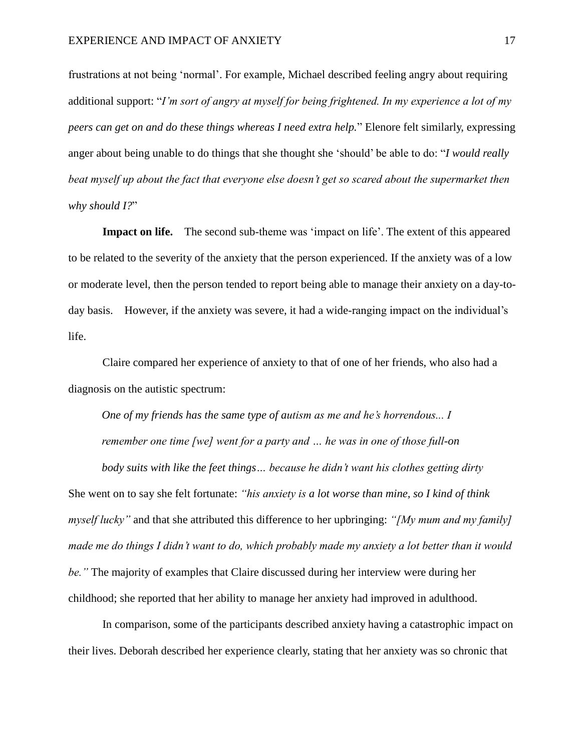frustrations at not being 'normal'. For example, Michael described feeling angry about requiring additional support: "*I'm sort of angry at myself for being frightened. In my experience a lot of my peers can get on and do these things whereas I need extra help.*" Elenore felt similarly, expressing anger about being unable to do things that she thought she 'should' be able to do: "*I would really beat myself up about the fact that everyone else doesn't get so scared about the supermarket then why should I?*"

**Impact on life.** The second sub-theme was 'impact on life'. The extent of this appeared to be related to the severity of the anxiety that the person experienced. If the anxiety was of a low or moderate level, then the person tended to report being able to manage their anxiety on a day-to-day basis. However, if the anxiety was severe, it had a wide-ranging impact on the individual's life.

Claire compared her experience of anxiety to that of one of her friends, who also had a diagnosis on the autistic spectrum:

> *One of my friends has the same type of autism as me and he's horrendous... I remember one time [we] went for a party and … he was in one of those full-on body suits with like the feet things… because he didn't want his clothes getting dirty*

She went on to say she felt fortunate: *"his anxiety is a lot worse than mine, so I kind of think myself lucky"* and that she attributed this difference to her upbringing: *"[My mum and my family] made me do things I didn't want to do, which probably made my anxiety a lot better than it would be."* The majority of examples that Claire discussed during her interview were during her childhood; she reported that her ability to manage her anxiety had improved in adulthood.

In comparison, some of the participants described anxiety having a catastrophic impact on their lives. Deborah described her experience clearly, stating that her anxiety was so chronic that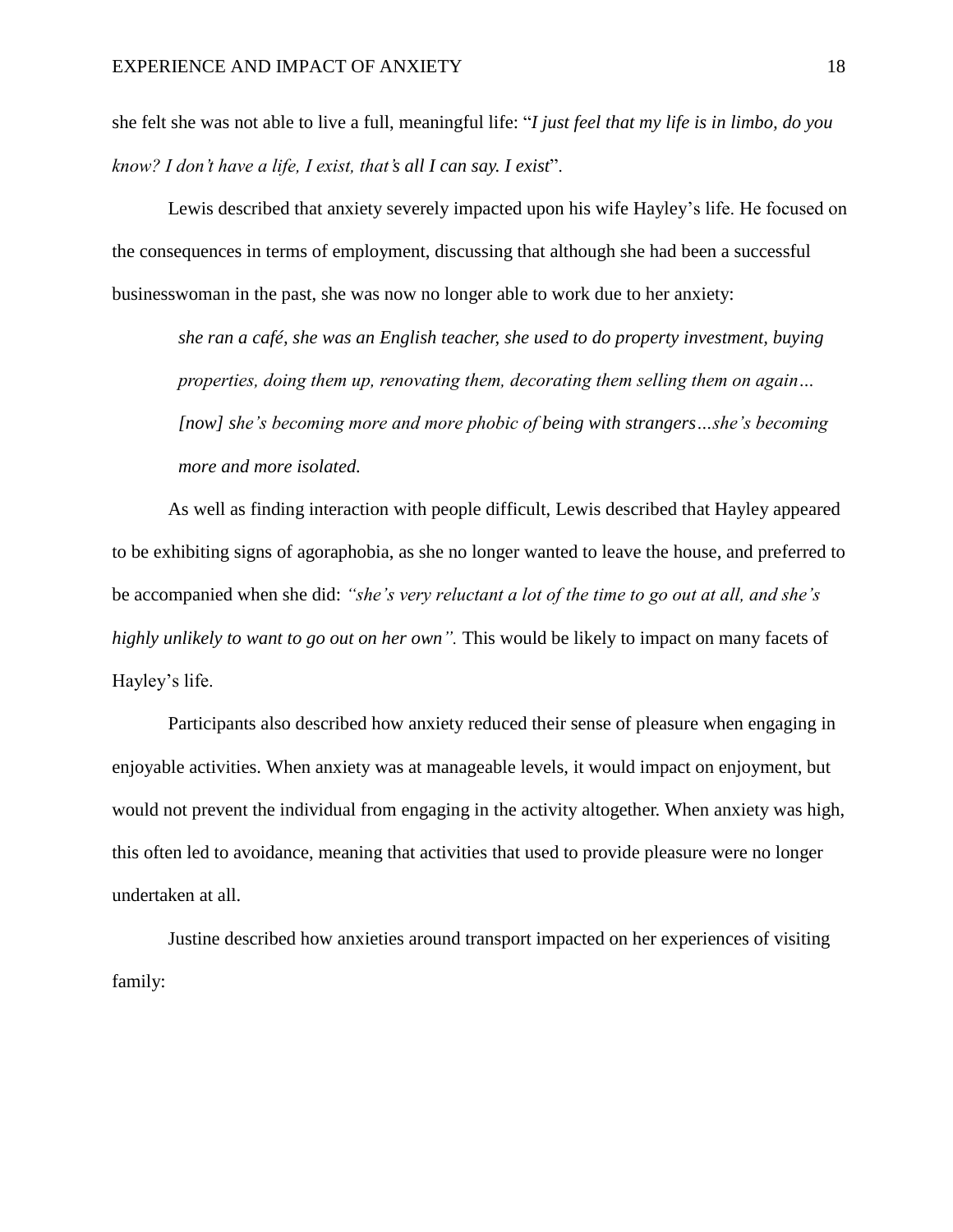she felt she was not able to live a full, meaningful life: "*I just feel that my life is in limbo, do you know? I don't have a life, I exist, that's all I can say. I exist*".

Lewis described that anxiety severely impacted upon his wife Hayley's life. He focused on the consequences in terms of employment, discussing that although she had been a successful businesswoman in the past, she was now no longer able to work due to her anxiety:

> *she ran a café, she was an English teacher, she used to do property investment, buying properties, doing them up, renovating them, decorating them selling them on again… [now] she's becoming more and more phobic of being with strangers…she's becoming more and more isolated.*

As well as finding interaction with people difficult, Lewis described that Hayley appeared to be exhibiting signs of agoraphobia, as she no longer wanted to leave the house, and preferred to be accompanied when she did: *"she's very reluctant a lot of the time to go out at all, and she's highly unlikely to want to go out on her own".* This would be likely to impact on many facets of Hayley's life.

Participants also described how anxiety reduced their sense of pleasure when engaging in enjoyable activities. When anxiety was at manageable levels, it would impact on enjoyment, but would not prevent the individual from engaging in the activity altogether. When anxiety was high, this often led to avoidance, meaning that activities that used to provide pleasure were no longer undertaken at all.

Justine described how anxieties around transport impacted on her experiences of visiting family: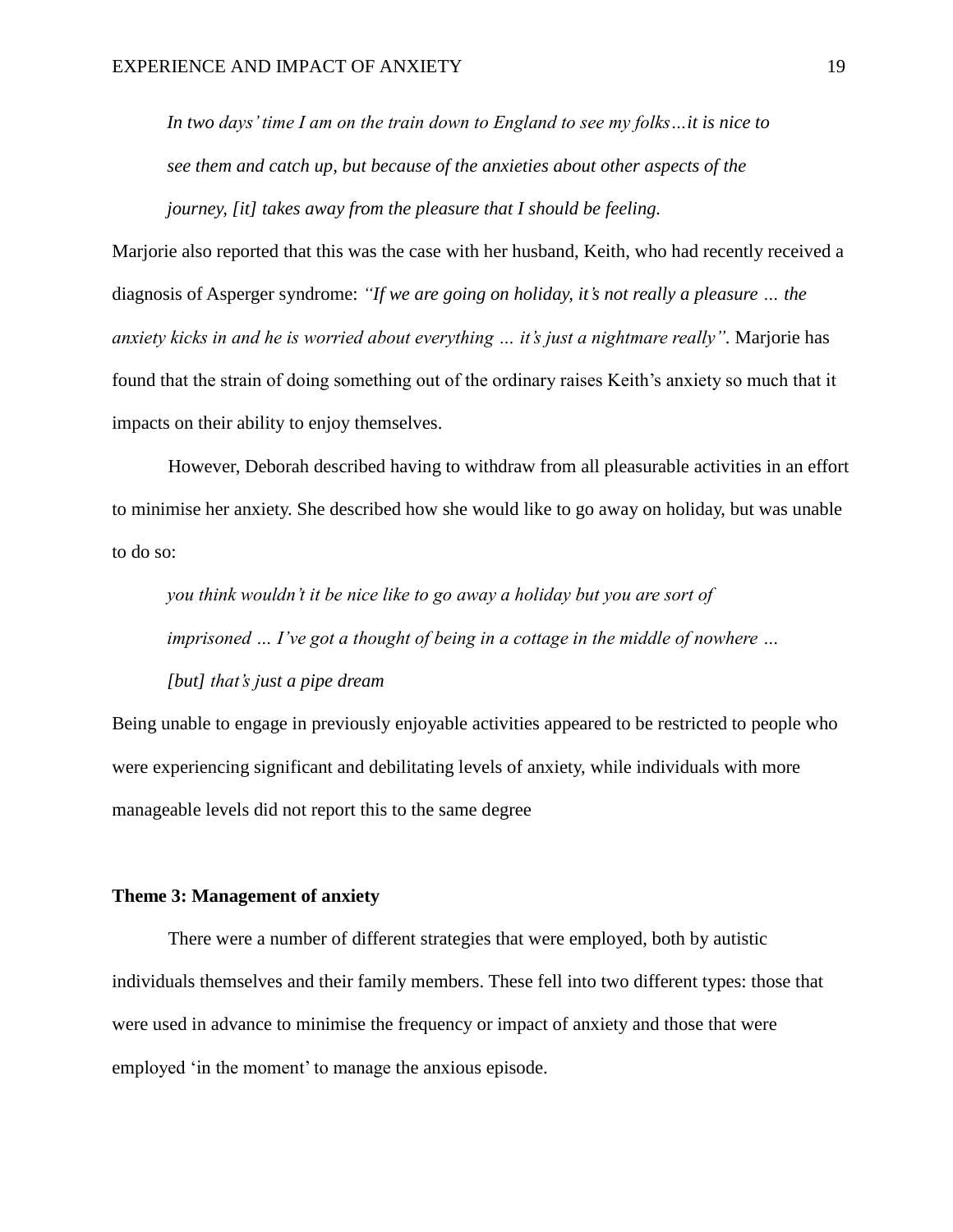> *In two days' time I am on the train down to England to see my folks…it is nice to see them and catch up, but because of the anxieties about other aspects of the journey, [it] takes away from the pleasure that I should be feeling.*

Marjorie also reported that this was the case with her husband, Keith, who had recently received a diagnosis of Asperger syndrome: *"If we are going on holiday, it's not really a pleasure … the anxiety kicks in and he is worried about everything … it's just a nightmare really"*. Marjorie has found that the strain of doing something out of the ordinary raises Keith's anxiety so much that it impacts on their ability to enjoy themselves.

However, Deborah described having to withdraw from all pleasurable activities in an effort to minimise her anxiety. She described how she would like to go away on holiday, but was unable to do so:

> *you think wouldn't it be nice like to go away a holiday but you are sort of imprisoned … I've got a thought of being in a cottage in the middle of nowhere … [but] that's just a pipe dream*

Being unable to engage in previously enjoyable activities appeared to be restricted to people who were experiencing significant and debilitating levels of anxiety, while individuals with more manageable levels did not report this to the same degree

**Theme 3: Management of anxiety**

There were a number of different strategies that were employed, both by autistic individuals themselves and their family members. These fell into two different types: those that were used in advance to minimise the frequency or impact of anxiety and those that were employed 'in the moment' to manage the anxious episode.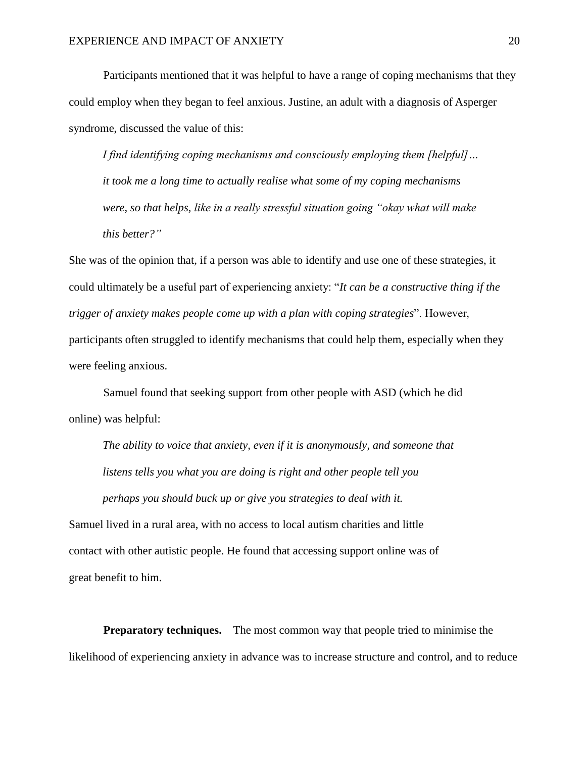Participants mentioned that it was helpful to have a range of coping mechanisms that they could employ when they began to feel anxious. Justine, an adult with a diagnosis of Asperger syndrome, discussed the value of this:

> *I find identifying coping mechanisms and consciously employing them [helpful]… it took me a long time to actually realise what some of my coping mechanisms were, so that helps, like in a really stressful situation going "okay what will make this better?"*

She was of the opinion that, if a person was able to identify and use one of these strategies, it could ultimately be a useful part of experiencing anxiety: "*It can be a constructive thing if the trigger of anxiety makes people come up with a plan with coping strategies*". However, participants often struggled to identify mechanisms that could help them, especially when they were feeling anxious.

Samuel found that seeking support from other people with ASD (which he did online) was helpful:

> *The ability to voice that anxiety, even if it is anonymously, and someone that listens tells you what you are doing is right and other people tell you perhaps you should buck up or give you strategies to deal with it.*

Samuel lived in a rural area, with no access to local autism charities and little contact with other autistic people. He found that accessing support online was of great benefit to him.

**Preparatory techniques.** The most common way that people tried to minimise the likelihood of experiencing anxiety in advance was to increase structure and control, and to reduce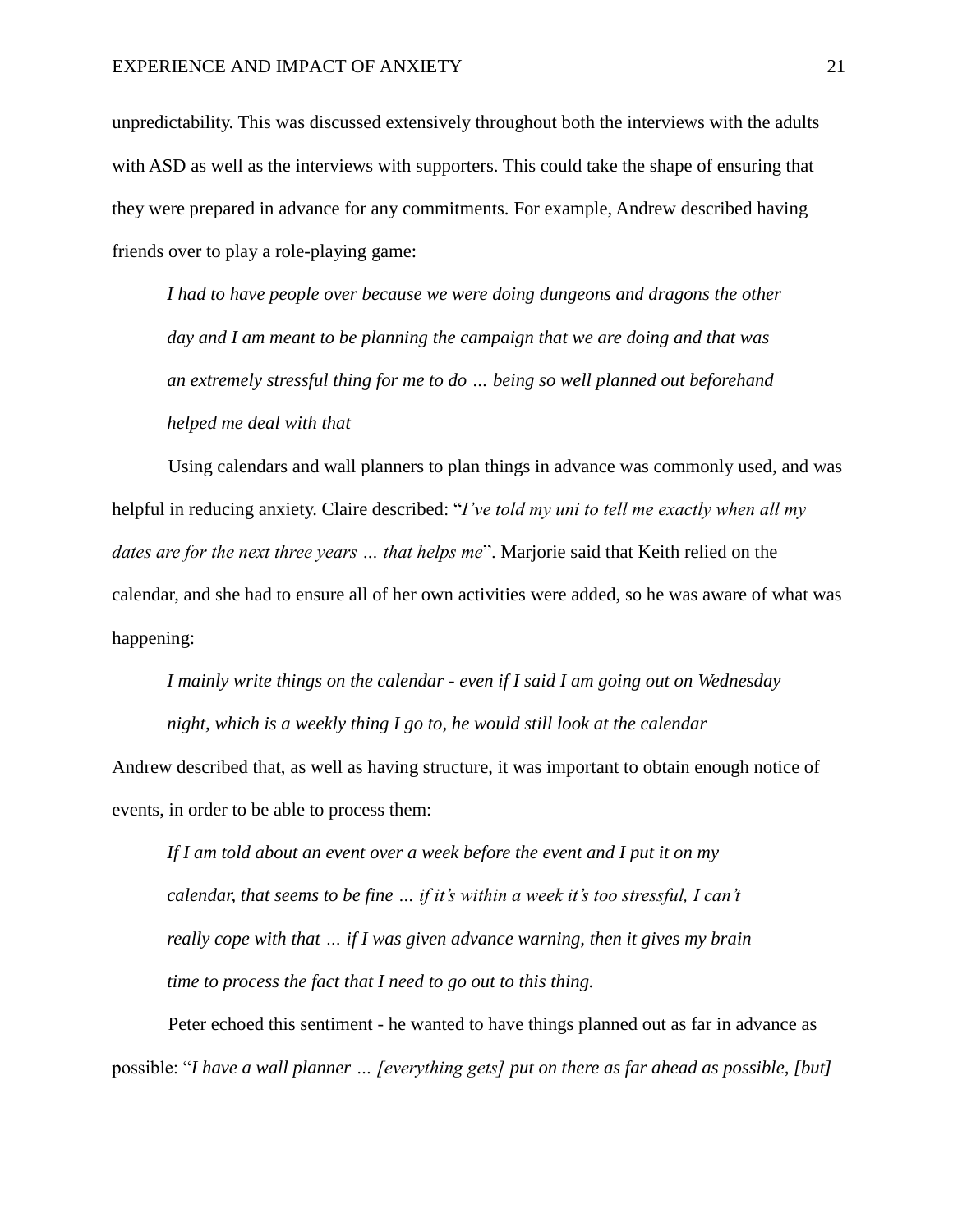unpredictability. This was discussed extensively throughout both the interviews with the adults with ASD as well as the interviews with supporters. This could take the shape of ensuring that they were prepared in advance for any commitments. For example, Andrew described having friends over to play a role-playing game:

> *I had to have people over because we were doing dungeons and dragons the other day and I am meant to be planning the campaign that we are doing and that was an extremely stressful thing for me to do … being so well planned out beforehand helped me deal with that*

Using calendars and wall planners to plan things in advance was commonly used, and was helpful in reducing anxiety. Claire described: "*I've told my uni to tell me exactly when all my dates are for the next three years … that helps me*". Marjorie said that Keith relied on the calendar, and she had to ensure all of her own activities were added, so he was aware of what was happening:

> *I mainly write things on the calendar - even if I said I am going out on Wednesday night, which is a weekly thing I go to, he would still look at the calendar*

Andrew described that, as well as having structure, it was important to obtain enough notice of events, in order to be able to process them:

> *If I am told about an event over a week before the event and I put it on my calendar, that seems to be fine … if it's within a week it's too stressful, I can't really cope with that … if I was given advance warning, then it gives my brain time to process the fact that I need to go out to this thing.*

Peter echoed this sentiment - he wanted to have things planned out as far in advance as possible: "*I have a wall planner … [everything gets] put on there as far ahead as possible, [but]*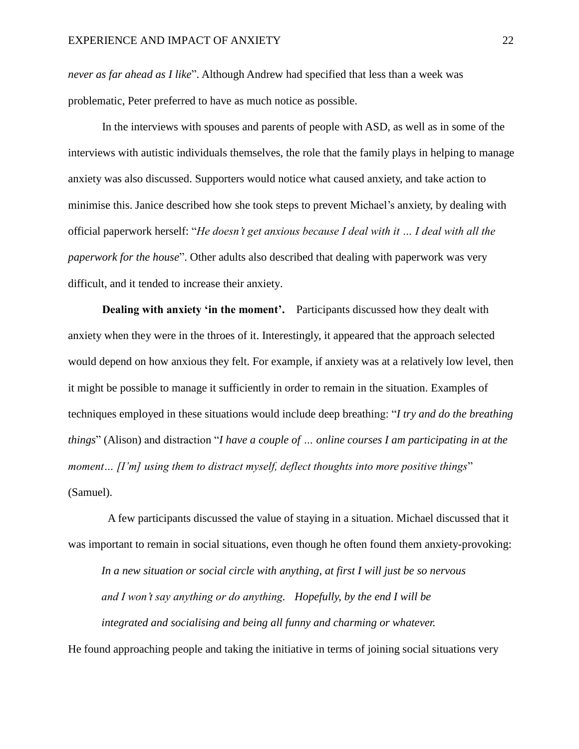*never as far ahead as I like*". Although Andrew had specified that less than a week was problematic, Peter preferred to have as much notice as possible.

In the interviews with spouses and parents of people with ASD, as well as in some of the interviews with autistic individuals themselves, the role that the family plays in helping to manage anxiety was also discussed. Supporters would notice what caused anxiety, and take action to minimise this. Janice described how she took steps to prevent Michael's anxiety, by dealing with official paperwork herself: "*He doesn't get anxious because I deal with it … I deal with all the paperwork for the house*". Other adults also described that dealing with paperwork was very difficult, and it tended to increase their anxiety.

**Dealing with anxiety 'in the moment'.** Participants discussed how they dealt with anxiety when they were in the throes of it. Interestingly, it appeared that the approach selected would depend on how anxious they felt. For example, if anxiety was at a relatively low level, then it might be possible to manage it sufficiently in order to remain in the situation. Examples of techniques employed in these situations would include deep breathing: "*I try and do the breathing things*" (Alison) and distraction "*I have a couple of … online courses I am participating in at the moment… [I'm] using them to distract myself, deflect thoughts into more positive things*" (Samuel).

A few participants discussed the value of staying in a situation. Michael discussed that it was important to remain in social situations, even though he often found them anxiety-provoking:

> *In a new situation or social circle with anything, at first I will just be so nervous and I won't say anything or do anything. Hopefully, by the end I will be integrated and socialising and being all funny and charming or whatever.*

He found approaching people and taking the initiative in terms of joining social situations very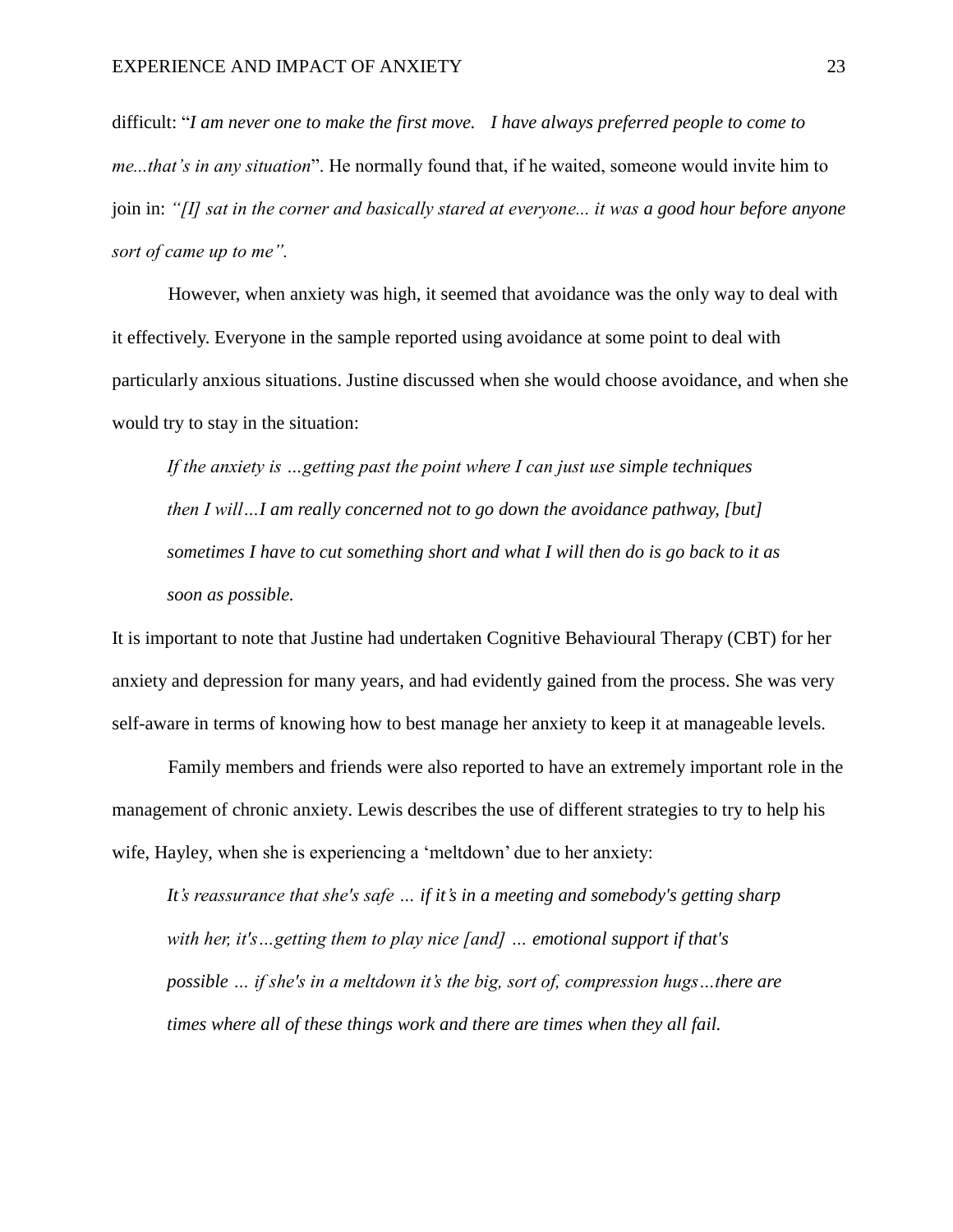difficult: "*I am never one to make the first move. I have always preferred people to come to me...that's in any situation*". He normally found that, if he waited, someone would invite him to join in: *"[I] sat in the corner and basically stared at everyone... it was a good hour before anyone sort of came up to me".*

However, when anxiety was high, it seemed that avoidance was the only way to deal with it effectively. Everyone in the sample reported using avoidance at some point to deal with particularly anxious situations. Justine discussed when she would choose avoidance, and when she would try to stay in the situation:

> *If the anxiety is …getting past the point where I can just use simple techniques then I will…I am really concerned not to go down the avoidance pathway, [but] sometimes I have to cut something short and what I will then do is go back to it as soon as possible.*

It is important to note that Justine had undertaken Cognitive Behavioural Therapy (CBT) for her anxiety and depression for many years, and had evidently gained from the process. She was very self-aware in terms of knowing how to best manage her anxiety to keep it at manageable levels.

Family members and friends were also reported to have an extremely important role in the management of chronic anxiety. Lewis describes the use of different strategies to try to help his wife, Hayley, when she is experiencing a 'meltdown' due to her anxiety:

> *It's reassurance that she's safe … if it's in a meeting and somebody's getting sharp with her, it's…getting them to play nice [and] … emotional support if that's possible … if she's in a meltdown it's the big, sort of, compression hugs…there are times where all of these things work and there are times when they all fail.*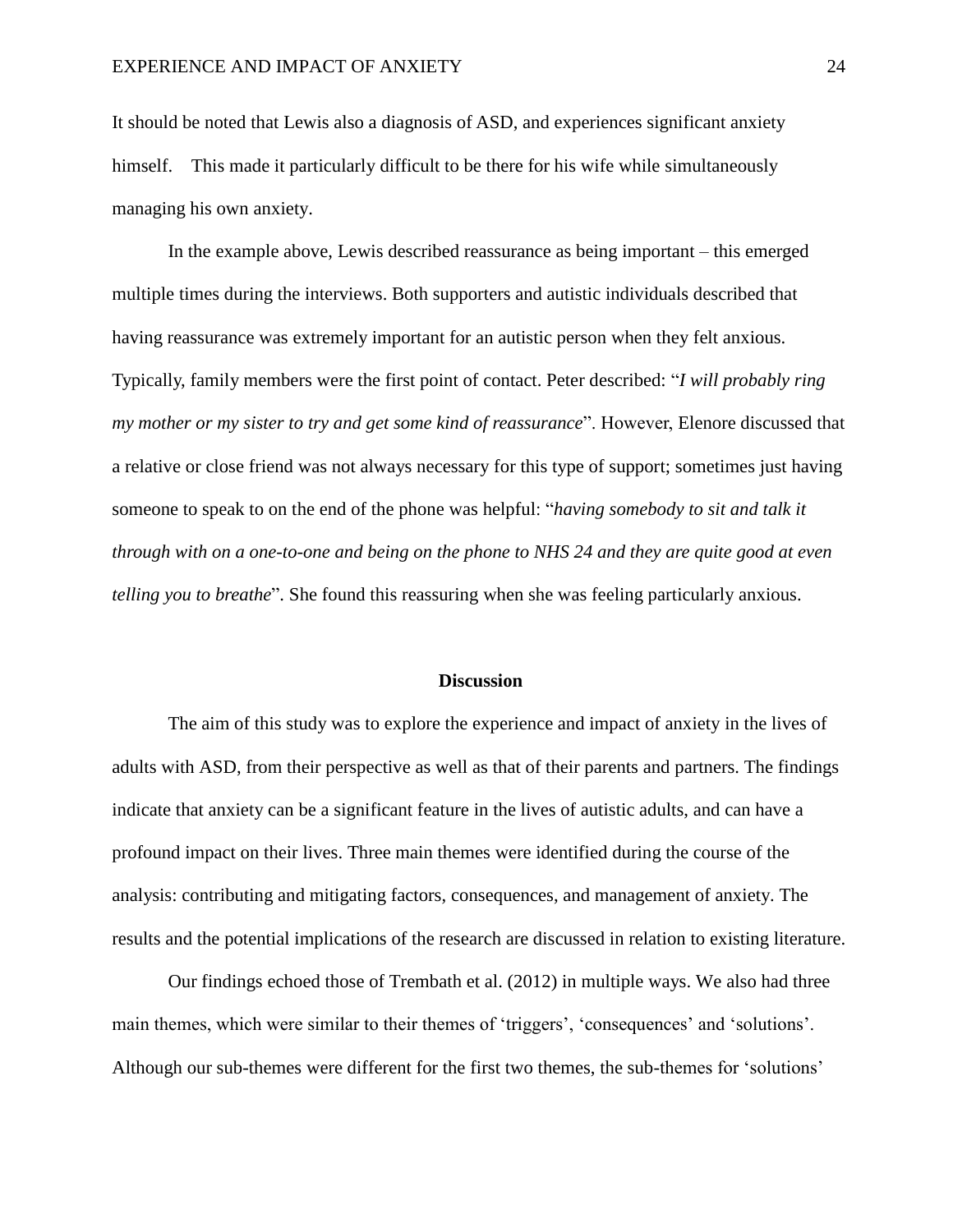It should be noted that Lewis also a diagnosis of ASD, and experiences significant anxiety himself. This made it particularly difficult to be there for his wife while simultaneously managing his own anxiety.

In the example above, Lewis described reassurance as being important – this emerged multiple times during the interviews. Both supporters and autistic individuals described that having reassurance was extremely important for an autistic person when they felt anxious. Typically, family members were the first point of contact. Peter described: "*I will probably ring my mother or my sister to try and get some kind of reassurance*". However, Elenore discussed that a relative or close friend was not always necessary for this type of support; sometimes just having someone to speak to on the end of the phone was helpful: "*having somebody to sit and talk it through with on a one-to-one and being on the phone to NHS 24 and they are quite good at even telling you to breathe*". She found this reassuring when she was feeling particularly anxious.

## Discussion

The aim of this study was to explore the experience and impact of anxiety in the lives of adults with ASD, from their perspective as well as that of their parents and partners. The findings indicate that anxiety can be a significant feature in the lives of autistic adults, and can have a profound impact on their lives. Three main themes were identified during the course of the analysis: contributing and mitigating factors, consequences, and management of anxiety. The results and the potential implications of the research are discussed in relation to existing literature.

Our findings echoed those of Trembath et al. (2012) in multiple ways. We also had three main themes, which were similar to their themes of 'triggers', 'consequences' and 'solutions'. Although our sub-themes were different for the first two themes, the sub-themes for 'solutions'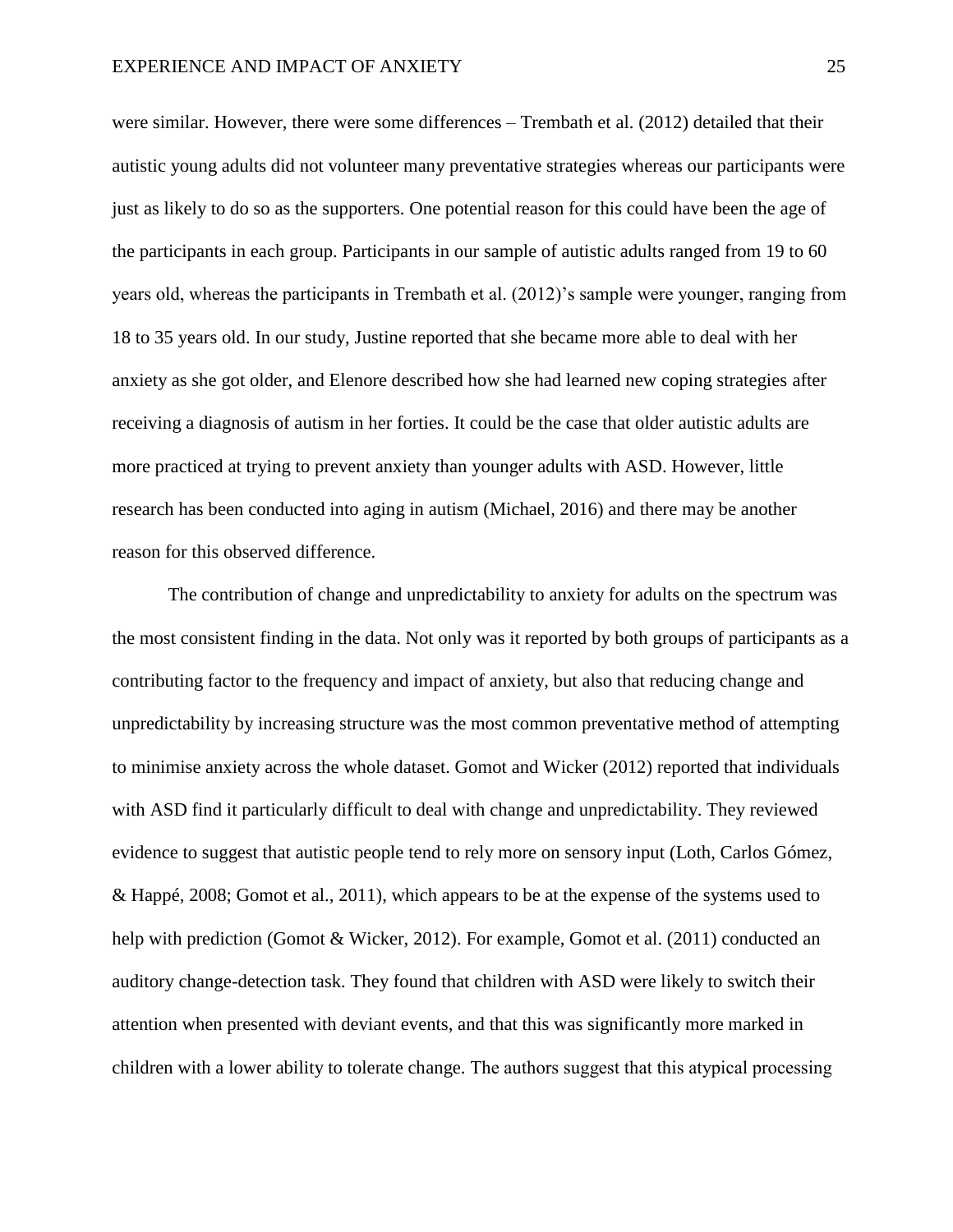were similar. However, there were some differences – Trembath et al. (2012) detailed that their autistic young adults did not volunteer many preventative strategies whereas our participants were just as likely to do so as the supporters. One potential reason for this could have been the age of the participants in each group. Participants in our sample of autistic adults ranged from 19 to 60 years old, whereas the participants in Trembath et al. (2012)'s sample were younger, ranging from 18 to 35 years old. In our study, Justine reported that she became more able to deal with her anxiety as she got older, and Elenore described how she had learned new coping strategies after receiving a diagnosis of autism in her forties. It could be the case that older autistic adults are more practiced at trying to prevent anxiety than younger adults with ASD. However, little research has been conducted into aging in autism (Michael, 2016) and there may be another reason for this observed difference.

The contribution of change and unpredictability to anxiety for adults on the spectrum was the most consistent finding in the data. Not only was it reported by both groups of participants as a contributing factor to the frequency and impact of anxiety, but also that reducing change and unpredictability by increasing structure was the most common preventative method of attempting to minimise anxiety across the whole dataset. Gomot and Wicker (2012) reported that individuals with ASD find it particularly difficult to deal with change and unpredictability. They reviewed evidence to suggest that autistic people tend to rely more on sensory input (Loth, Carlos Gómez, & Happé, 2008; Gomot et al., 2011), which appears to be at the expense of the systems used to help with prediction (Gomot & Wicker, 2012). For example, Gomot et al. (2011) conducted an auditory change-detection task. They found that children with ASD were likely to switch their attention when presented with deviant events, and that this was significantly more marked in children with a lower ability to tolerate change. The authors suggest that this atypical processing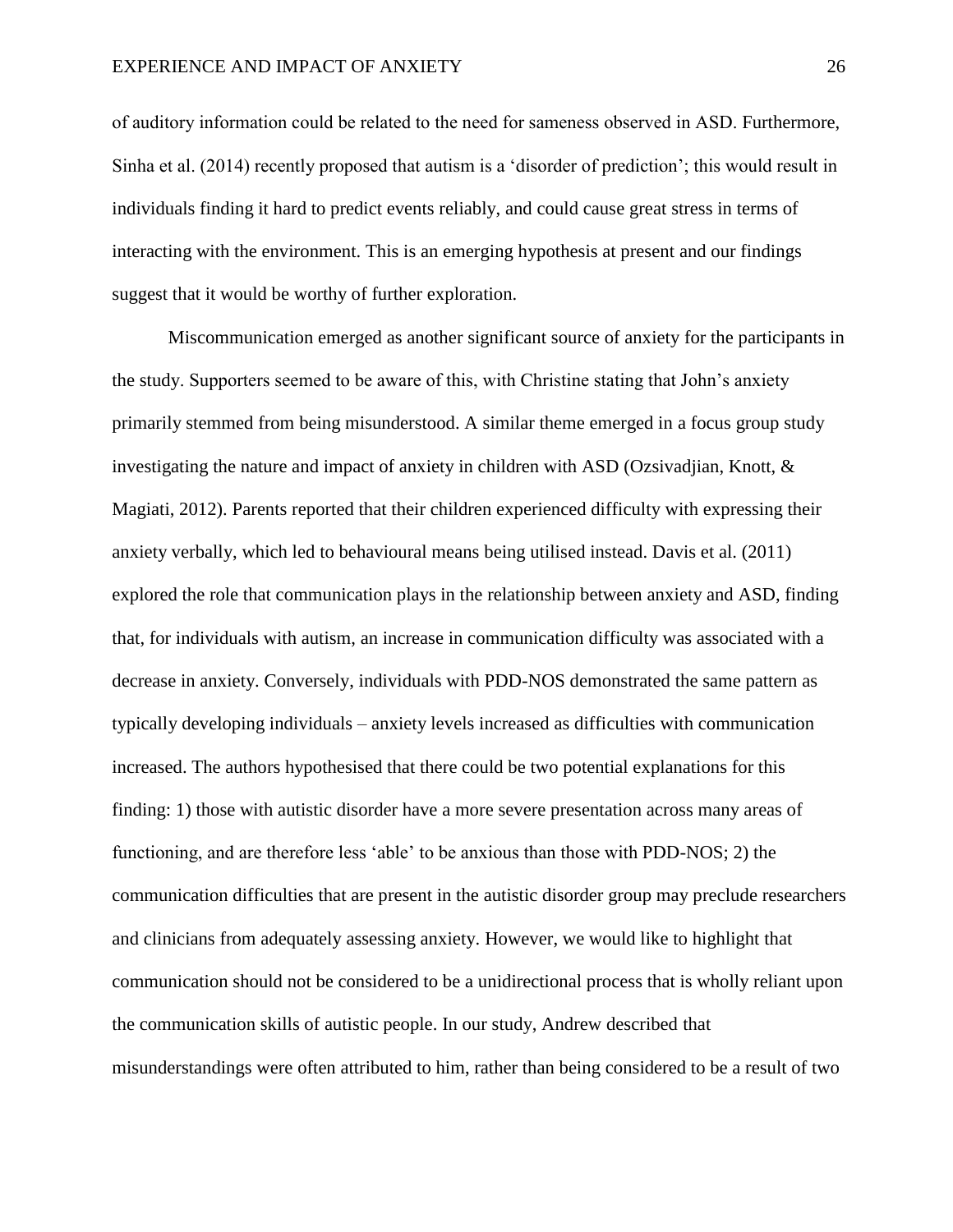of auditory information could be related to the need for sameness observed in ASD. Furthermore, Sinha et al. (2014) recently proposed that autism is a 'disorder of prediction'; this would result in individuals finding it hard to predict events reliably, and could cause great stress in terms of interacting with the environment. This is an emerging hypothesis at present and our findings suggest that it would be worthy of further exploration.

Miscommunication emerged as another significant source of anxiety for the participants in the study. Supporters seemed to be aware of this, with Christine stating that John's anxiety primarily stemmed from being misunderstood. A similar theme emerged in a focus group study investigating the nature and impact of anxiety in children with ASD (Ozsivadjian, Knott, & Magiati, 2012). Parents reported that their children experienced difficulty with expressing their anxiety verbally, which led to behavioural means being utilised instead. Davis et al. (2011) explored the role that communication plays in the relationship between anxiety and ASD, finding that, for individuals with autism, an increase in communication difficulty was associated with a decrease in anxiety. Conversely, individuals with PDD-NOS demonstrated the same pattern as typically developing individuals – anxiety levels increased as difficulties with communication increased. The authors hypothesised that there could be two potential explanations for this finding: 1) those with autistic disorder have a more severe presentation across many areas of functioning, and are therefore less 'able' to be anxious than those with PDD-NOS; 2) the communication difficulties that are present in the autistic disorder group may preclude researchers and clinicians from adequately assessing anxiety. However, we would like to highlight that communication should not be considered to be a unidirectional process that is wholly reliant upon the communication skills of autistic people. In our study, Andrew described that misunderstandings were often attributed to him, rather than being considered to be a result of two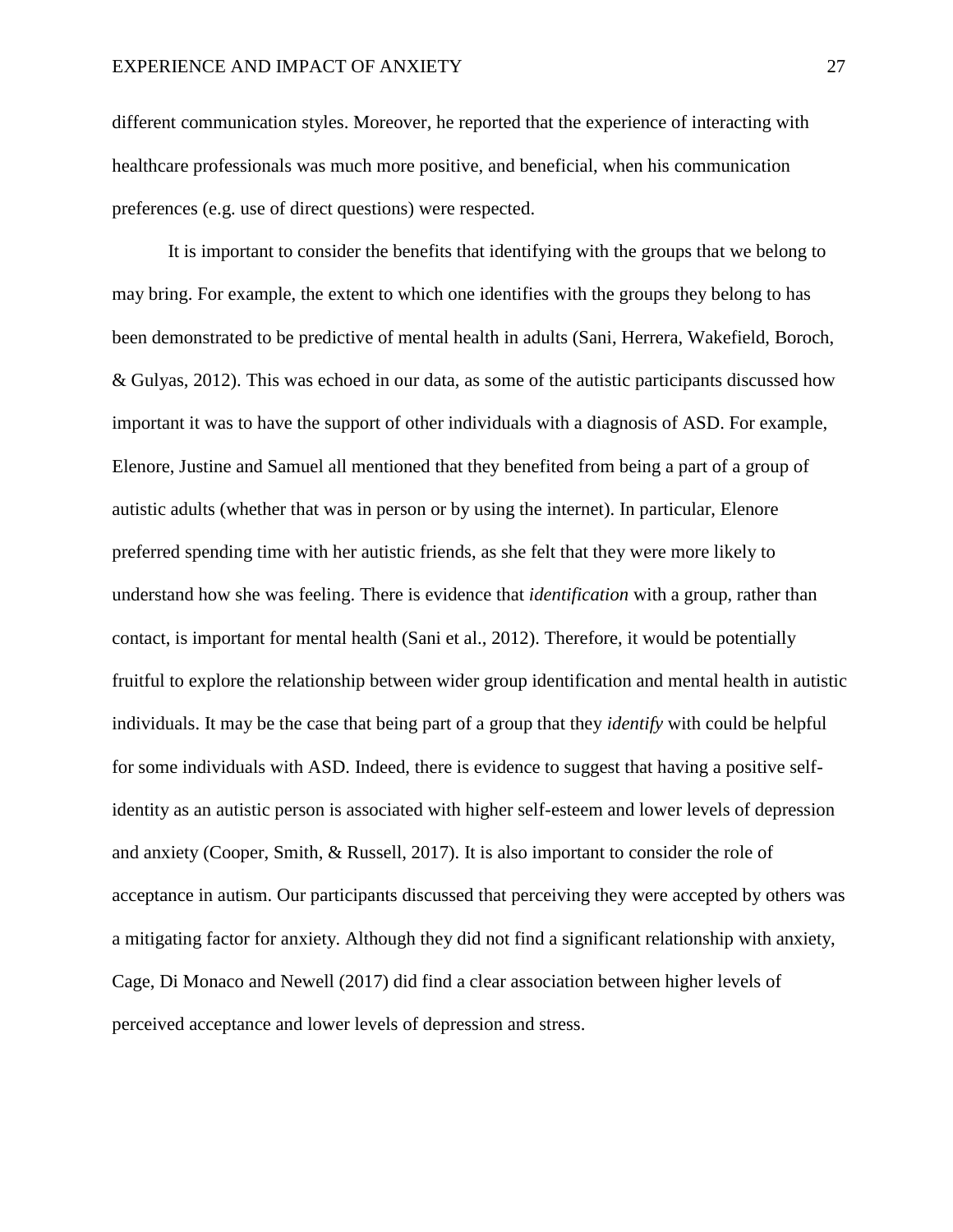different communication styles. Moreover, he reported that the experience of interacting with healthcare professionals was much more positive, and beneficial, when his communication preferences (e.g. use of direct questions) were respected.

It is important to consider the benefits that identifying with the groups that we belong to may bring. For example, the extent to which one identifies with the groups they belong to has been demonstrated to be predictive of mental health in adults (Sani, Herrera, Wakefield, Boroch, & Gulyas, 2012). This was echoed in our data, as some of the autistic participants discussed how important it was to have the support of other individuals with a diagnosis of ASD. For example, Elenore, Justine and Samuel all mentioned that they benefited from being a part of a group of autistic adults (whether that was in person or by using the internet). In particular, Elenore preferred spending time with her autistic friends, as she felt that they were more likely to understand how she was feeling. There is evidence that *identification* with a group, rather than contact, is important for mental health (Sani et al., 2012). Therefore, it would be potentially fruitful to explore the relationship between wider group identification and mental health in autistic individuals. It may be the case that being part of a group that they *identify* with could be helpful for some individuals with ASD. Indeed, there is evidence to suggest that having a positive self-identity as an autistic person is associated with higher self-esteem and lower levels of depression and anxiety (Cooper, Smith, & Russell, 2017). It is also important to consider the role of acceptance in autism. Our participants discussed that perceiving they were accepted by others was a mitigating factor for anxiety. Although they did not find a significant relationship with anxiety, Cage, Di Monaco and Newell (2017) did find a clear association between higher levels of perceived acceptance and lower levels of depression and stress.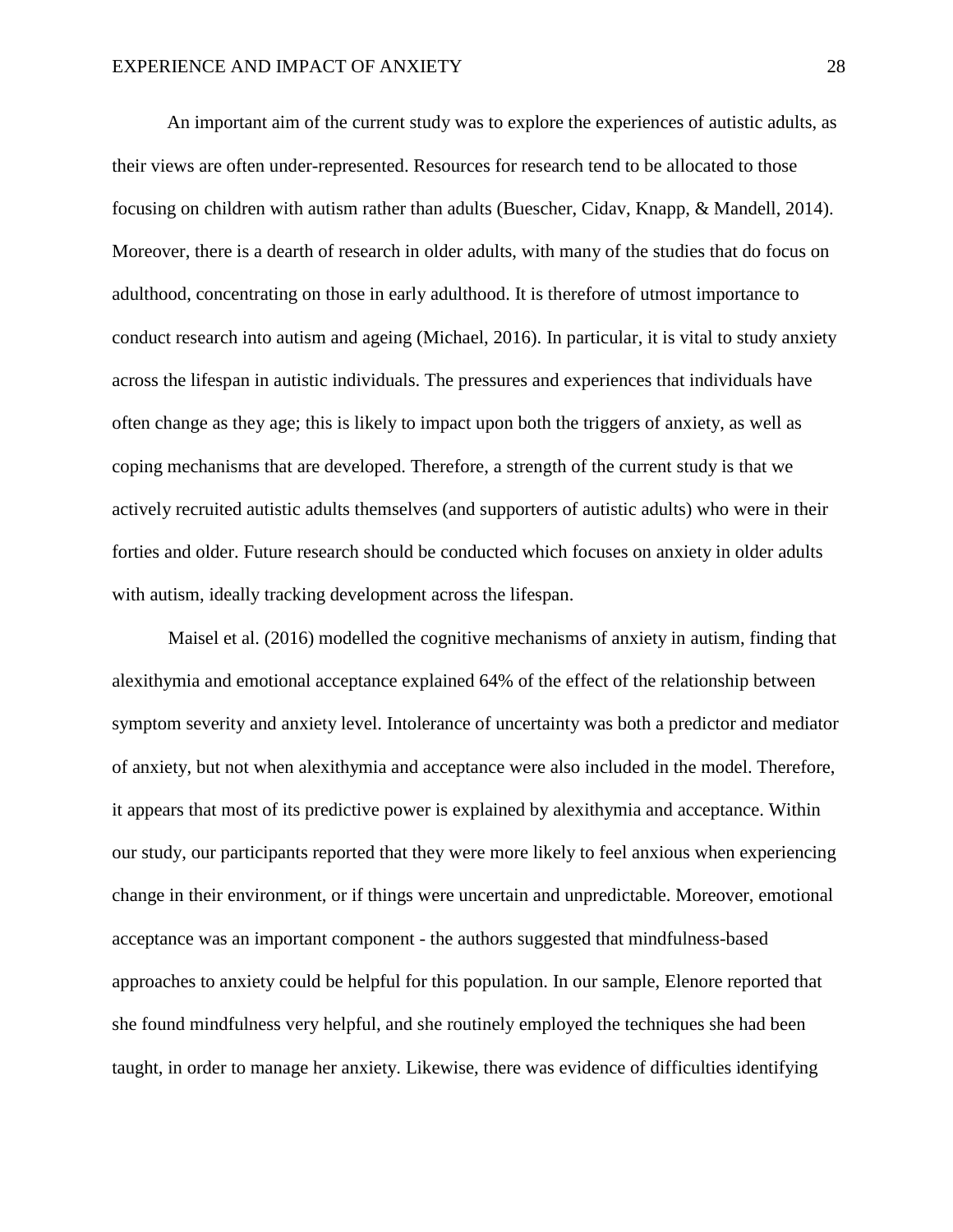An important aim of the current study was to explore the experiences of autistic adults, as their views are often under-represented. Resources for research tend to be allocated to those focusing on children with autism rather than adults (Buescher, Cidav, Knapp, & Mandell, 2014). Moreover, there is a dearth of research in older adults, with many of the studies that do focus on adulthood, concentrating on those in early adulthood. It is therefore of utmost importance to conduct research into autism and ageing (Michael, 2016). In particular, it is vital to study anxiety across the lifespan in autistic individuals. The pressures and experiences that individuals have often change as they age; this is likely to impact upon both the triggers of anxiety, as well as coping mechanisms that are developed. Therefore, a strength of the current study is that we actively recruited autistic adults themselves (and supporters of autistic adults) who were in their forties and older. Future research should be conducted which focuses on anxiety in older adults with autism, ideally tracking development across the lifespan.

Maisel et al. (2016) modelled the cognitive mechanisms of anxiety in autism, finding that alexithymia and emotional acceptance explained 64% of the effect of the relationship between symptom severity and anxiety level. Intolerance of uncertainty was both a predictor and mediator of anxiety, but not when alexithymia and acceptance were also included in the model. Therefore, it appears that most of its predictive power is explained by alexithymia and acceptance. Within our study, our participants reported that they were more likely to feel anxious when experiencing change in their environment, or if things were uncertain and unpredictable. Moreover, emotional acceptance was an important component - the authors suggested that mindfulness-based approaches to anxiety could be helpful for this population. In our sample, Elenore reported that she found mindfulness very helpful, and she routinely employed the techniques she had been taught, in order to manage her anxiety. Likewise, there was evidence of difficulties identifying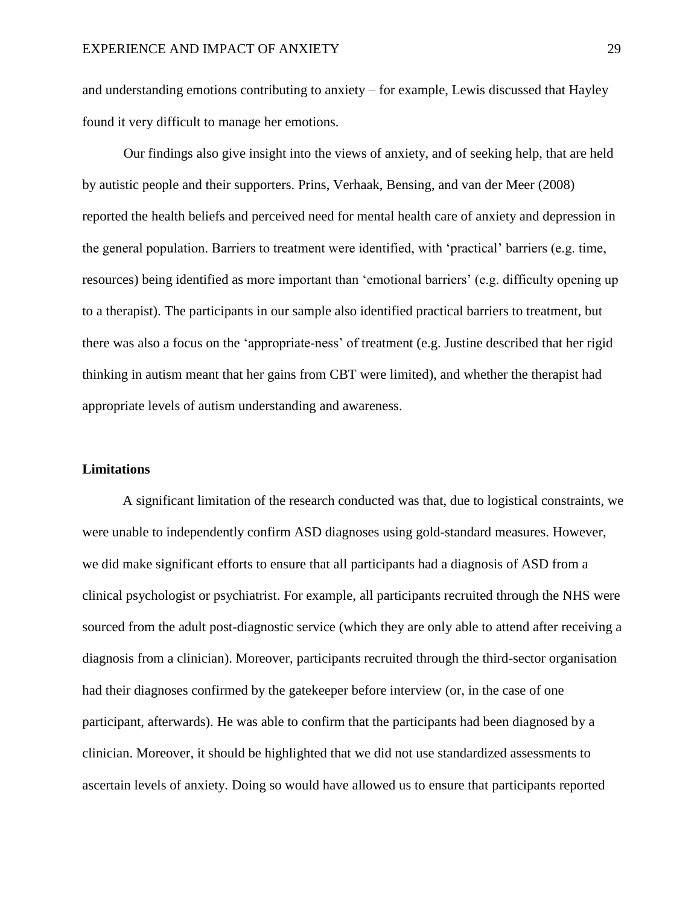and understanding emotions contributing to anxiety – for example, Lewis discussed that Hayley found it very difficult to manage her emotions.

Our findings also give insight into the views of anxiety, and of seeking help, that are held by autistic people and their supporters. Prins, Verhaak, Bensing, and van der Meer (2008) reported the health beliefs and perceived need for mental health care of anxiety and depression in the general population. Barriers to treatment were identified, with 'practical' barriers (e.g. time, resources) being identified as more important than 'emotional barriers' (e.g. difficulty opening up to a therapist). The participants in our sample also identified practical barriers to treatment, but there was also a focus on the 'appropriate-ness' of treatment (e.g. Justine described that her rigid thinking in autism meant that her gains from CBT were limited), and whether the therapist had appropriate levels of autism understanding and awareness.

## Limitations

A significant limitation of the research conducted was that, due to logistical constraints, we were unable to independently confirm ASD diagnoses using gold-standard measures. However, we did make significant efforts to ensure that all participants had a diagnosis of ASD from a clinical psychologist or psychiatrist. For example, all participants recruited through the NHS were sourced from the adult post-diagnostic service (which they are only able to attend after receiving a diagnosis from a clinician). Moreover, participants recruited through the third-sector organisation had their diagnoses confirmed by the gatekeeper before interview (or, in the case of one participant, afterwards). He was able to confirm that the participants had been diagnosed by a clinician. Moreover, it should be highlighted that we did not use standardized assessments to ascertain levels of anxiety. Doing so would have allowed us to ensure that participants reported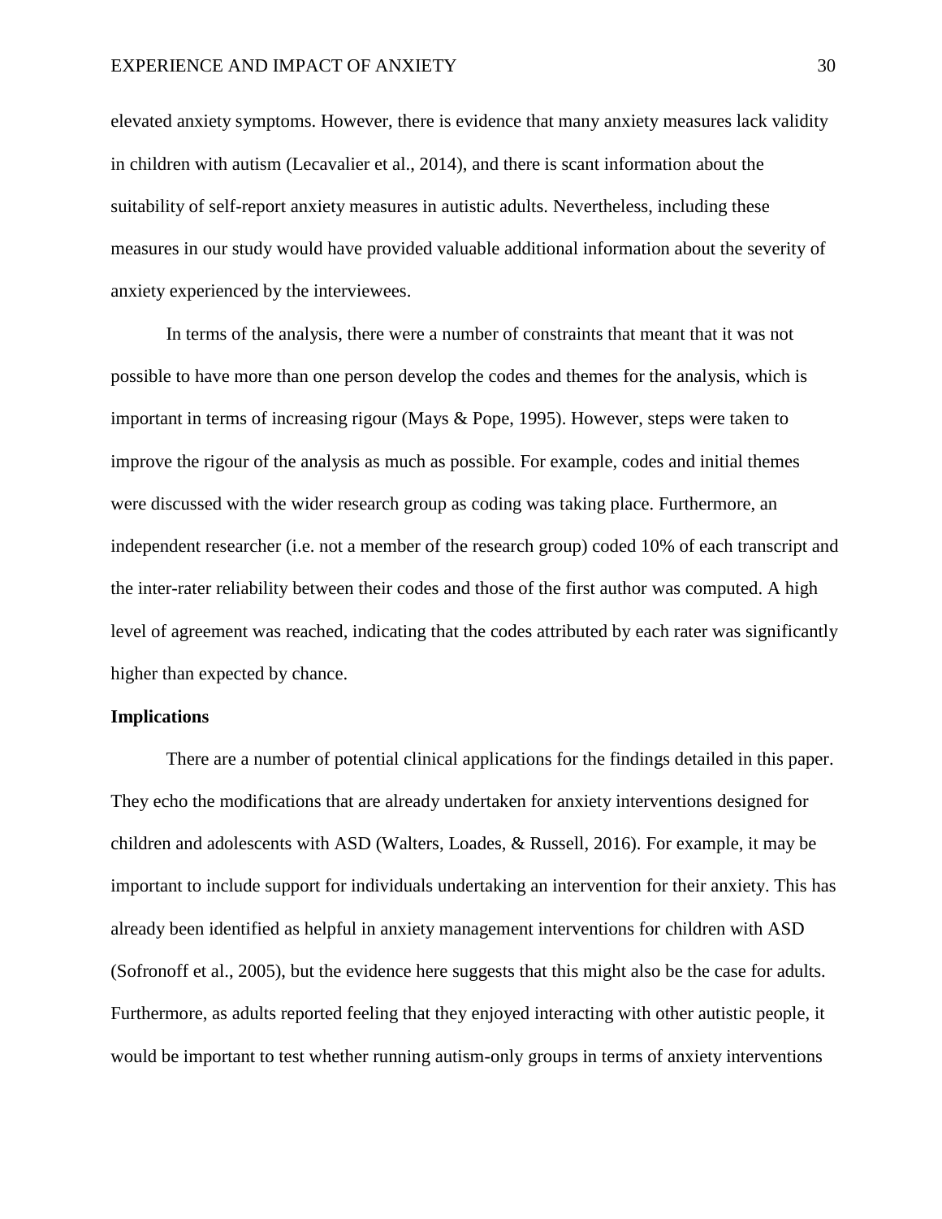elevated anxiety symptoms. However, there is evidence that many anxiety measures lack validity in children with autism (Lecavalier et al., 2014), and there is scant information about the suitability of self-report anxiety measures in autistic adults. Nevertheless, including these measures in our study would have provided valuable additional information about the severity of anxiety experienced by the interviewees.

In terms of the analysis, there were a number of constraints that meant that it was not possible to have more than one person develop the codes and themes for the analysis, which is important in terms of increasing rigour (Mays & Pope, 1995). However, steps were taken to improve the rigour of the analysis as much as possible. For example, codes and initial themes were discussed with the wider research group as coding was taking place. Furthermore, an independent researcher (i.e. not a member of the research group) coded 10% of each transcript and the inter-rater reliability between their codes and those of the first author was computed. A high level of agreement was reached, indicating that the codes attributed by each rater was significantly higher than expected by chance.

## Implications

There are a number of potential clinical applications for the findings detailed in this paper. They echo the modifications that are already undertaken for anxiety interventions designed for children and adolescents with ASD (Walters, Loades, & Russell, 2016). For example, it may be important to include support for individuals undertaking an intervention for their anxiety. This has already been identified as helpful in anxiety management interventions for children with ASD (Sofronoff et al., 2005), but the evidence here suggests that this might also be the case for adults. Furthermore, as adults reported feeling that they enjoyed interacting with other autistic people, it would be important to test whether running autism-only groups in terms of anxiety interventions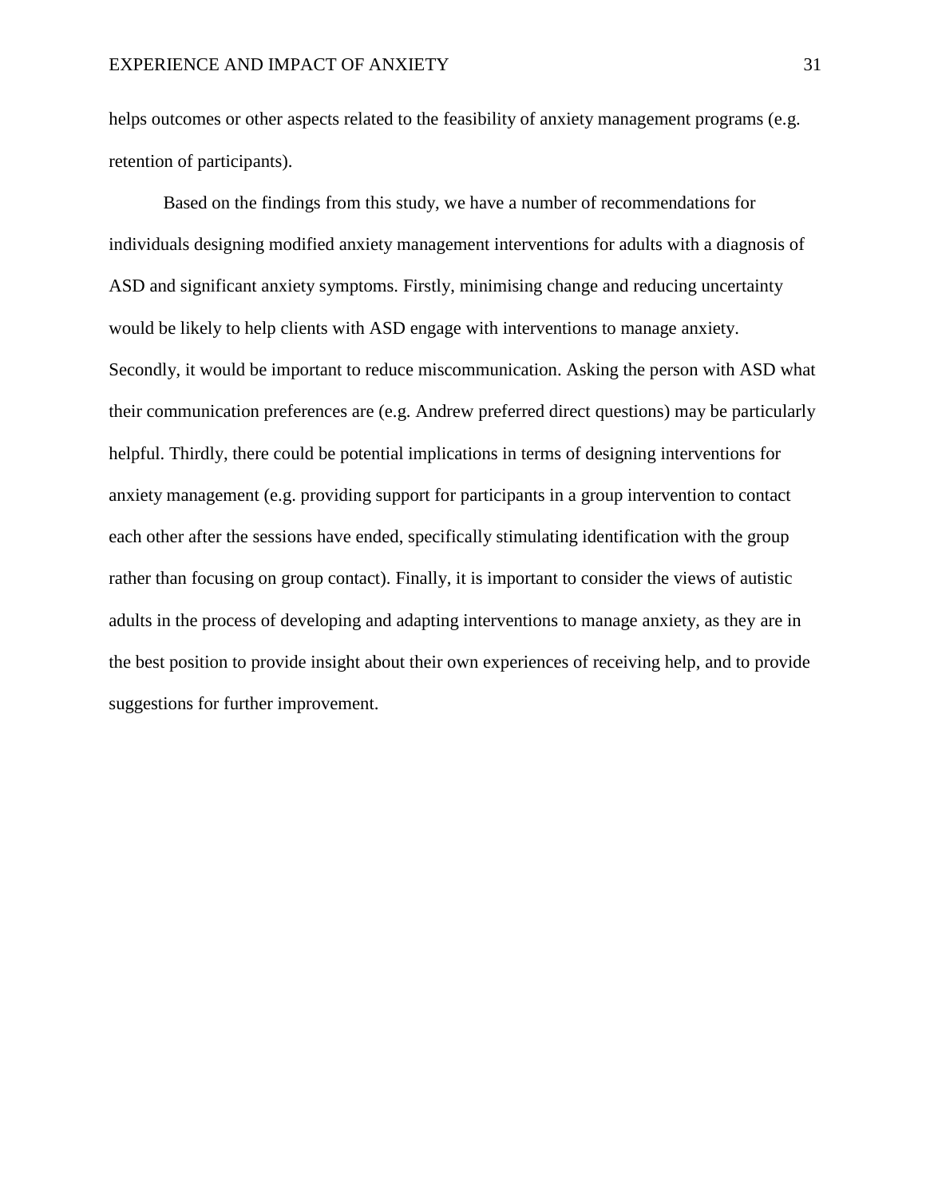helps outcomes or other aspects related to the feasibility of anxiety management programs (e.g. retention of participants).

Based on the findings from this study, we have a number of recommendations for individuals designing modified anxiety management interventions for adults with a diagnosis of ASD and significant anxiety symptoms. Firstly, minimising change and reducing uncertainty would be likely to help clients with ASD engage with interventions to manage anxiety. Secondly, it would be important to reduce miscommunication. Asking the person with ASD what their communication preferences are (e.g. Andrew preferred direct questions) may be particularly helpful. Thirdly, there could be potential implications in terms of designing interventions for anxiety management (e.g. providing support for participants in a group intervention to contact each other after the sessions have ended, specifically stimulating identification with the group rather than focusing on group contact). Finally, it is important to consider the views of autistic adults in the process of developing and adapting interventions to manage anxiety, as they are in the best position to provide insight about their own experiences of receiving help, and to provide suggestions for further improvement.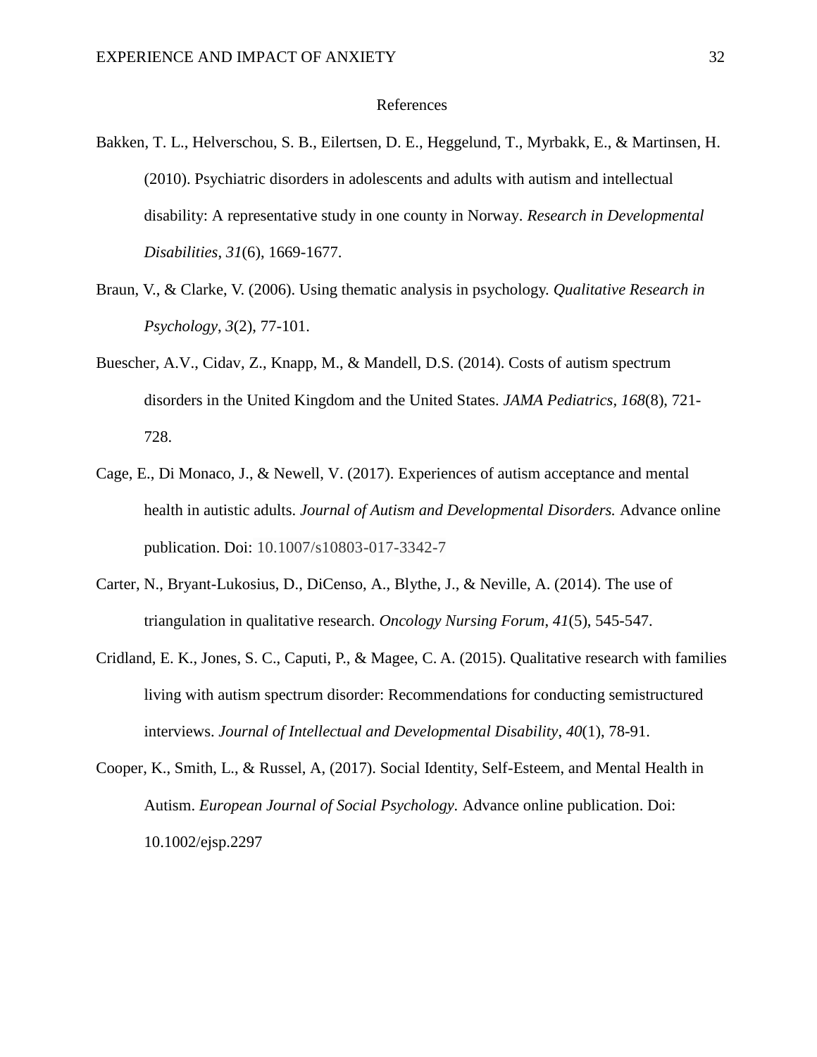# References

Bakken, T. L., Helverschou, S. B., Eilertsen, D. E., Heggelund, T., Myrbakk, E., & Martinsen, H. (2010). Psychiatric disorders in adolescents and adults with autism and intellectual disability: A representative study in one county in Norway. *Research in Developmental Disabilities*, *31*(6), 1669-1677.

Braun, V., & Clarke, V. (2006). Using thematic analysis in psychology. *Qualitative Research in Psychology*, *3*(2), 77-101.

Buescher, A.V., Cidav, Z., Knapp, M., & Mandell, D.S. (2014). Costs of autism spectrum disorders in the United Kingdom and the United States. *JAMA Pediatrics, 168*(8), 721-728.

Cage, E., Di Monaco, J., & Newell, V. (2017). Experiences of autism acceptance and mental health in autistic adults. *Journal of Autism and Developmental Disorders.* Advance online publication. Doi: 10.1007/s10803-017-3342-7

Carter, N., Bryant-Lukosius, D., DiCenso, A., Blythe, J., & Neville, A. (2014). The use of triangulation in qualitative research. *Oncology Nursing Forum*, *41*(5), 545-547.

Cridland, E. K., Jones, S. C., Caputi, P., & Magee, C. A. (2015). Qualitative research with families living with autism spectrum disorder: Recommendations for conducting semistructured interviews. *Journal of Intellectual and Developmental Disability*, *40*(1), 78-91.

Cooper, K., Smith, L., & Russel, A, (2017). Social Identity, Self-Esteem, and Mental Health in Autism. *European Journal of Social Psychology.* Advance online publication. Doi: 10.1002/ejsp.2297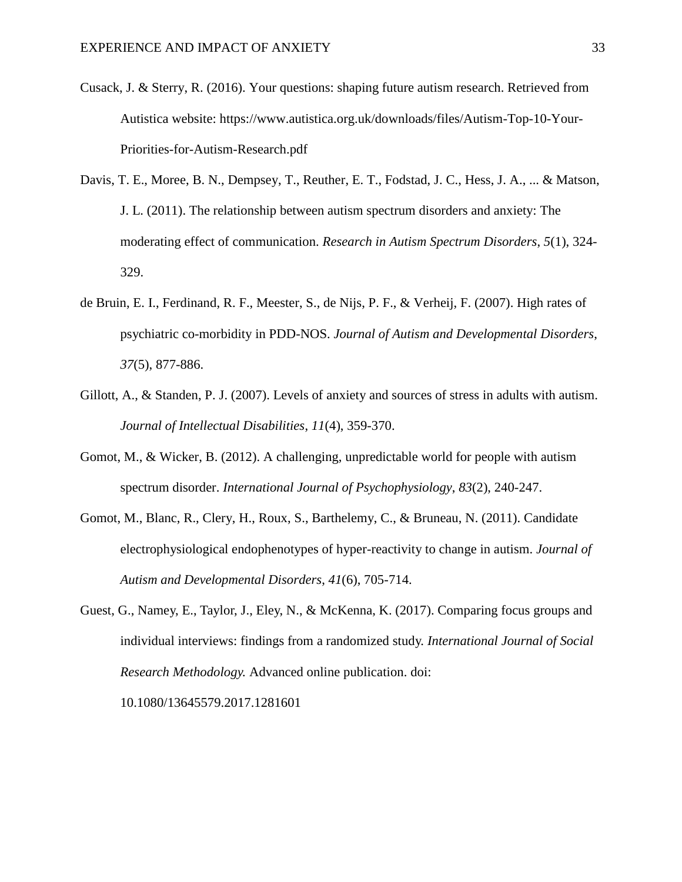Cusack, J. & Sterry, R. (2016). Your questions: shaping future autism research. Retrieved from Autistica website: https://www.autistica.org.uk/downloads/files/Autism-Top-10-Your-Priorities-for-Autism-Research.pdf

Davis, T. E., Moree, B. N., Dempsey, T., Reuther, E. T., Fodstad, J. C., Hess, J. A., ... & Matson, J. L. (2011). The relationship between autism spectrum disorders and anxiety: The moderating effect of communication. *Research in Autism Spectrum Disorders*, *5*(1), 324-329.

de Bruin, E. I., Ferdinand, R. F., Meester, S., de Nijs, P. F., & Verheij, F. (2007). High rates of psychiatric co-morbidity in PDD-NOS. *Journal of Autism and Developmental Disorders*, *37*(5), 877-886.

Gillott, A., & Standen, P. J. (2007). Levels of anxiety and sources of stress in adults with autism. *Journal of Intellectual Disabilities*, *11*(4), 359-370.

Gomot, M., & Wicker, B. (2012). A challenging, unpredictable world for people with autism spectrum disorder. *International Journal of Psychophysiology*, *83*(2), 240-247.

Gomot, M., Blanc, R., Clery, H., Roux, S., Barthelemy, C., & Bruneau, N. (2011). Candidate electrophysiological endophenotypes of hyper-reactivity to change in autism. *Journal of Autism and Developmental Disorders*, *41*(6), 705-714.

Guest, G., Namey, E., Taylor, J., Eley, N., & McKenna, K. (2017). Comparing focus groups and individual interviews: findings from a randomized study. *International Journal of Social Research Methodology.* Advanced online publication. doi: 10.1080/13645579.2017.1281601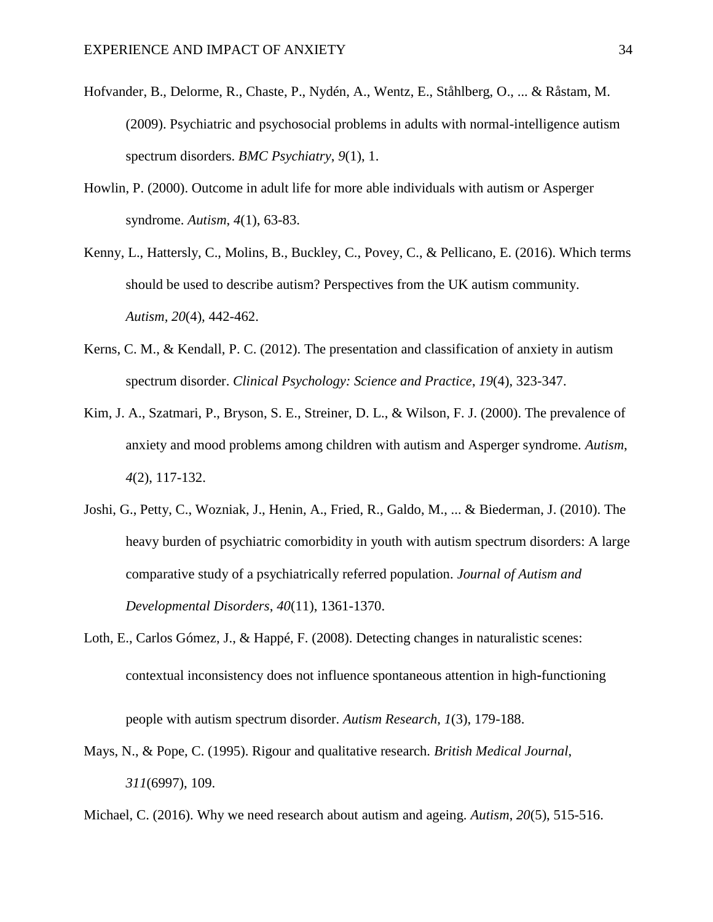Hofvander, B., Delorme, R., Chaste, P., Nydén, A., Wentz, E., Ståhlberg, O., ... & Råstam, M. (2009). Psychiatric and psychosocial problems in adults with normal-intelligence autism spectrum disorders. *BMC Psychiatry*, *9*(1), 1.

Howlin, P. (2000). Outcome in adult life for more able individuals with autism or Asperger syndrome. *Autism*, *4*(1), 63-83.

Kenny, L., Hattersly, C., Molins, B., Buckley, C., Povey, C., & Pellicano, E. (2016). Which terms should be used to describe autism? Perspectives from the UK autism community. *Autism*, *20*(4), 442-462.

Kerns, C. M., & Kendall, P. C. (2012). The presentation and classification of anxiety in autism spectrum disorder. *Clinical Psychology: Science and Practice*, *19*(4), 323-347.

Kim, J. A., Szatmari, P., Bryson, S. E., Streiner, D. L., & Wilson, F. J. (2000). The prevalence of anxiety and mood problems among children with autism and Asperger syndrome. *Autism*, *4*(2), 117-132.

Joshi, G., Petty, C., Wozniak, J., Henin, A., Fried, R., Galdo, M., ... & Biederman, J. (2010). The heavy burden of psychiatric comorbidity in youth with autism spectrum disorders: A large comparative study of a psychiatrically referred population. *Journal of Autism and Developmental Disorders*, *40*(11), 1361-1370.

Loth, E., Carlos Gómez, J., & Happé, F. (2008). Detecting changes in naturalistic scenes: contextual inconsistency does not influence spontaneous attention in high-functioning people with autism spectrum disorder. *Autism Research*, *1*(3), 179-188.

Mays, N., & Pope, C. (1995). Rigour and qualitative research. *British Medical Journal*, *311*(6997), 109.

Michael, C. (2016). Why we need research about autism and ageing. *Autism*, *20*(5), 515-516.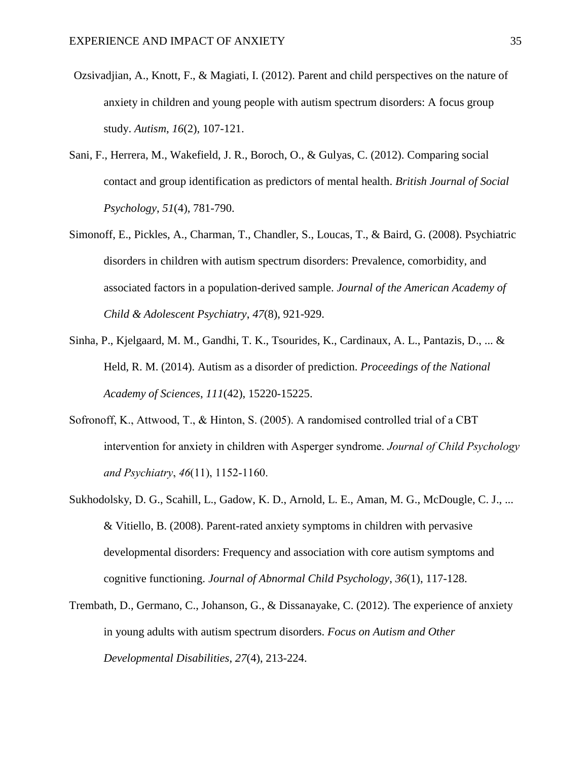Ozsivadjian, A., Knott, F., & Magiati, I. (2012). Parent and child perspectives on the nature of anxiety in children and young people with autism spectrum disorders: A focus group study. *Autism*, *16*(2), 107-121.

Sani, F., Herrera, M., Wakefield, J. R., Boroch, O., & Gulyas, C. (2012). Comparing social contact and group identification as predictors of mental health. *British Journal of Social Psychology*, *51*(4), 781-790.

Simonoff, E., Pickles, A., Charman, T., Chandler, S., Loucas, T., & Baird, G. (2008). Psychiatric disorders in children with autism spectrum disorders: Prevalence, comorbidity, and associated factors in a population-derived sample. *Journal of the American Academy of Child & Adolescent Psychiatry*, *47*(8), 921-929.

Sinha, P., Kjelgaard, M. M., Gandhi, T. K., Tsourides, K., Cardinaux, A. L., Pantazis, D., ... & Held, R. M. (2014). Autism as a disorder of prediction. *Proceedings of the National Academy of Sciences, 111*(42), 15220-15225.

Sofronoff, K., Attwood, T., & Hinton, S. (2005). A randomised controlled trial of a CBT intervention for anxiety in children with Asperger syndrome. *Journal of Child Psychology and Psychiatry*, *46*(11), 1152-1160.

Sukhodolsky, D. G., Scahill, L., Gadow, K. D., Arnold, L. E., Aman, M. G., McDougle, C. J., ... & Vitiello, B. (2008). Parent-rated anxiety symptoms in children with pervasive developmental disorders: Frequency and association with core autism symptoms and cognitive functioning. *Journal of Abnormal Child Psychology*, *36*(1), 117-128.

Trembath, D., Germano, C., Johanson, G., & Dissanayake, C. (2012). The experience of anxiety in young adults with autism spectrum disorders. *Focus on Autism and Other Developmental Disabilities*, *27*(4), 213-224.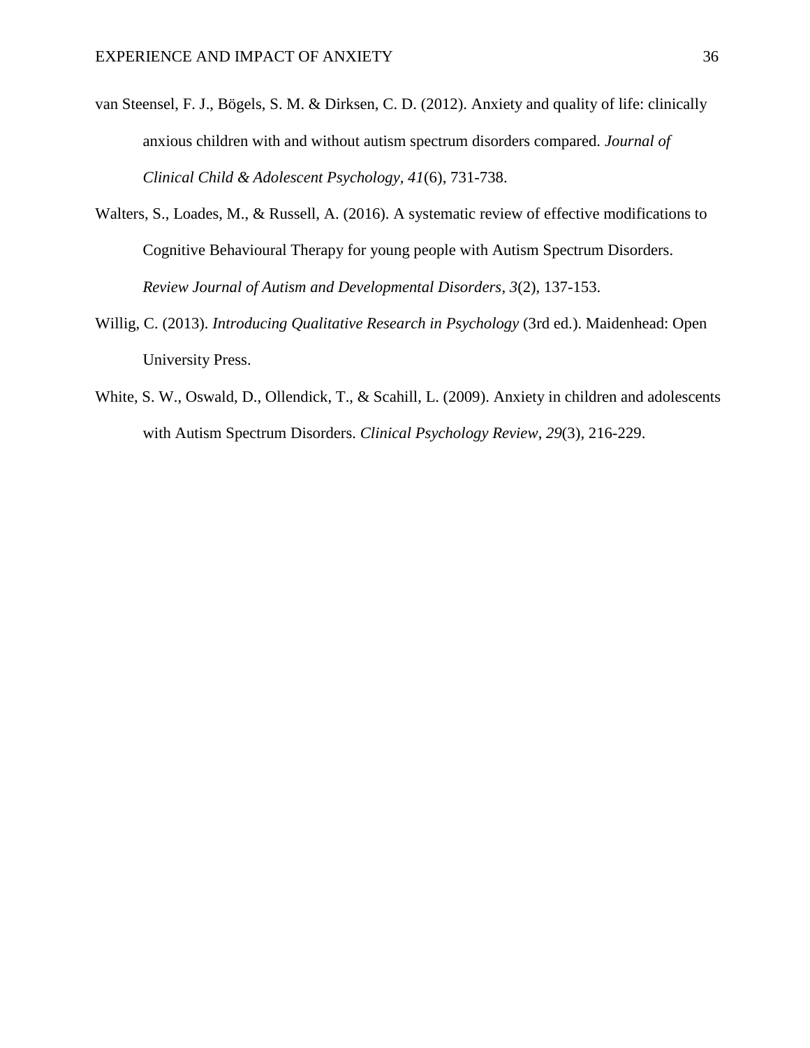van Steensel, F. J., Bögels, S. M. & Dirksen, C. D. (2012). Anxiety and quality of life: clinically anxious children with and without autism spectrum disorders compared. *Journal of Clinical Child & Adolescent Psychology*, *41*(6), 731-738.

Walters, S., Loades, M., & Russell, A. (2016). A systematic review of effective modifications to Cognitive Behavioural Therapy for young people with Autism Spectrum Disorders. *Review Journal of Autism and Developmental Disorders*, *3*(2), 137-153.

Willig, C. (2013). *Introducing Qualitative Research in Psychology* (3rd ed.). Maidenhead: Open University Press.

White, S. W., Oswald, D., Ollendick, T., & Scahill, L. (2009). Anxiety in children and adolescents with Autism Spectrum Disorders. *Clinical Psychology Review*, *29*(3), 216-229.